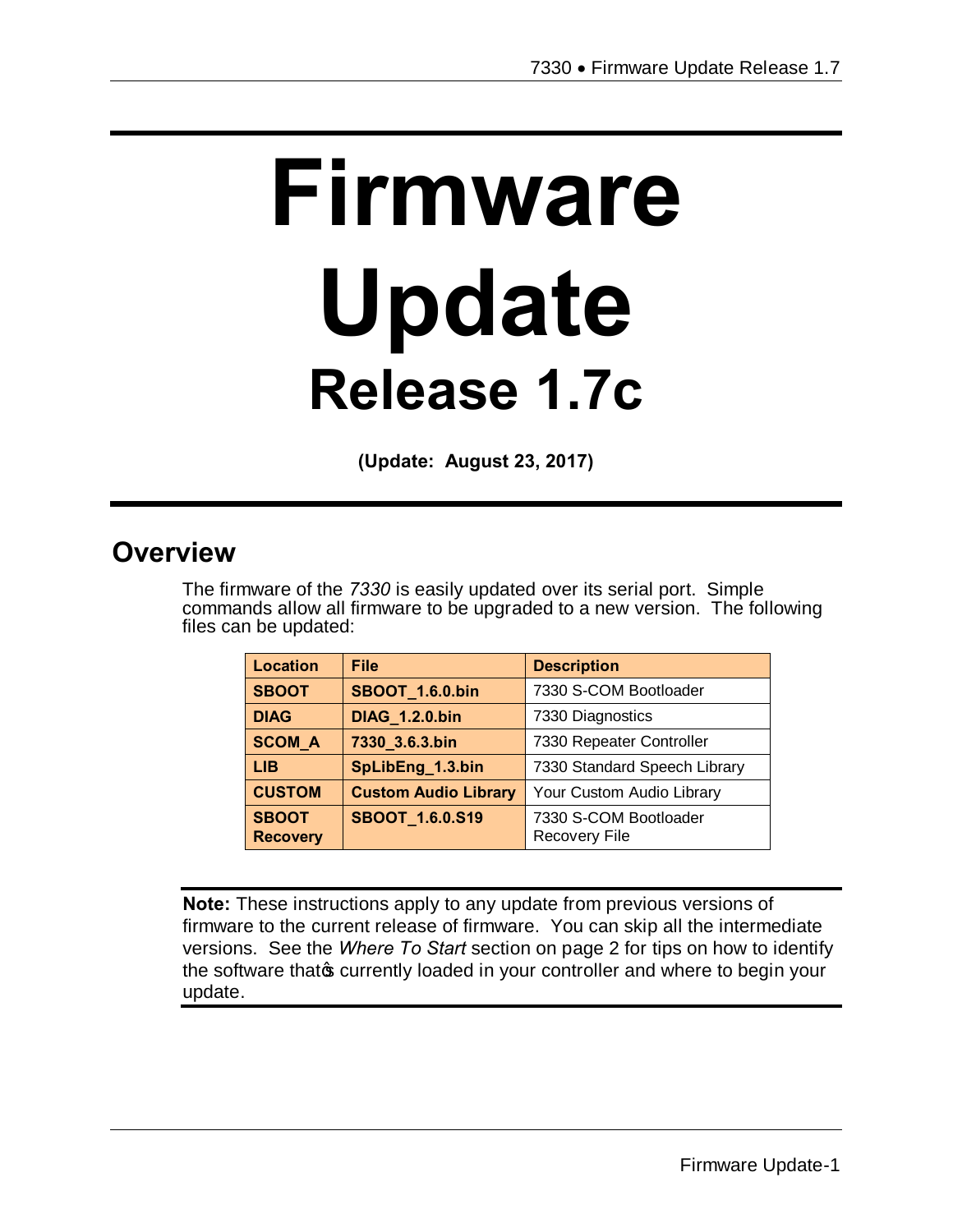# Firmware Update

## Release 1.7c

**(Update: August 23, 2017)**

## Overview

The firmware of the *7330* is easily updated over its serial port. Simple commands allow all firmware to be upgraded to a new version. The following files can be updated:

| Location | File | Description |
|---|---|---|
| **SBOOT** | **SBOOT_1.6.0.bin** | 7330 S-COM Bootloader |
| **DIAG** | **DIAG_1.2.0.bin** | 7330 Diagnostics |
| **SCOM_A** | **7330_3.6.3.bin** | 7330 Repeater Controller |
| **LIB** | **SpLibEng_1.3.bin** | 7330 Standard Speech Library |
| **CUSTOM** | **Custom Audio Library** | Your Custom Audio Library |
| **SBOOT Recovery** | **SBOOT_1.6.0.S19** | 7330 S-COM Bootloader Recovery File |

**Note:** These instructions apply to any update from previous versions of firmware to the current release of firmware. You can skip all the intermediate versions. See the *Where To Start* section on page 2 for tips on how to identify the software that's currently loaded in your controller and where to begin your update.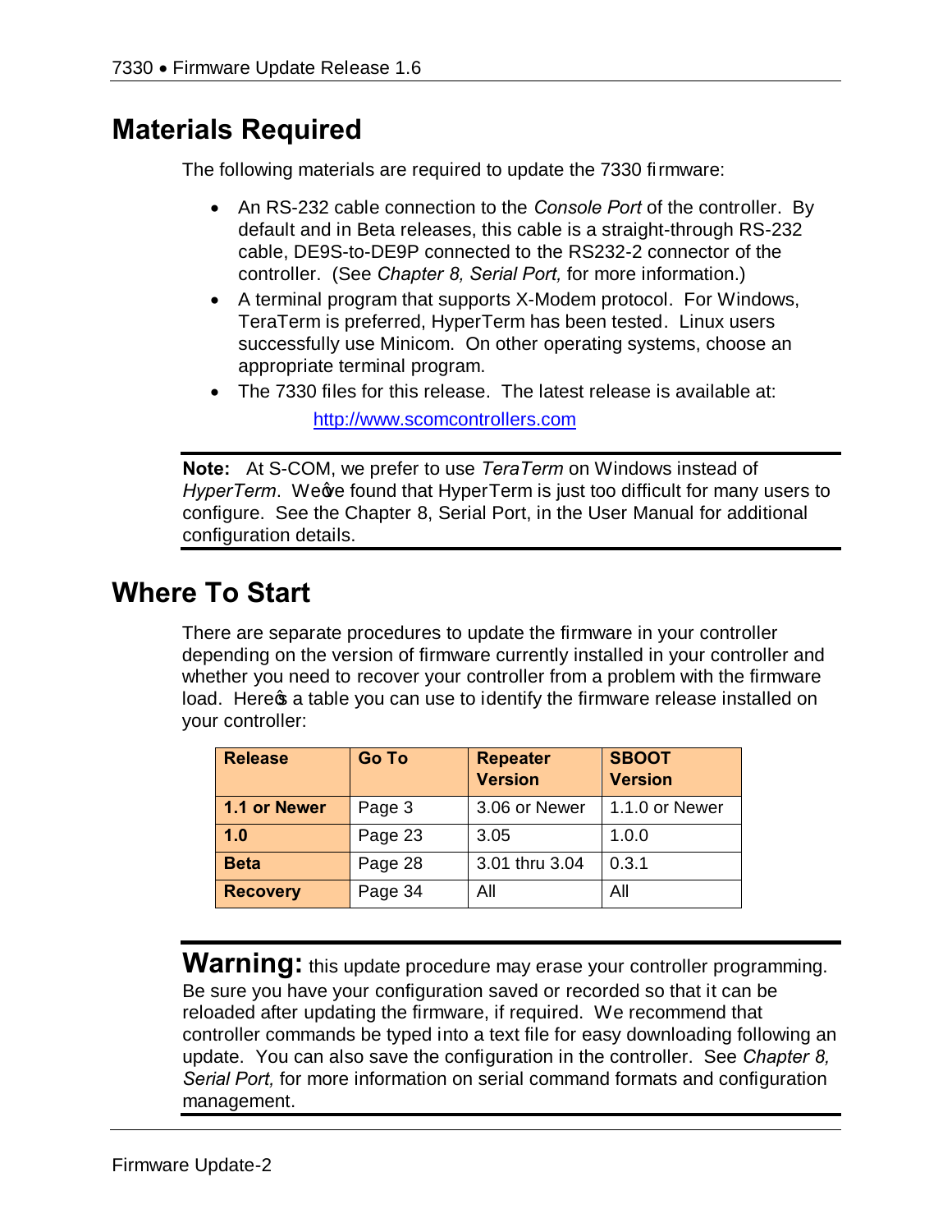## Materials Required

The following materials are required to update the 7330 firmware:

- An RS-232 cable connection to the *Console Port* of the controller. By default and in Beta releases, this cable is a straight-through RS-232 cable, DE9S-to-DE9P connected to the RS232-2 connector of the controller. (See *Chapter 8, Serial Port,* for more information.)
- A terminal program that supports X-Modem protocol. For Windows, TeraTerm is preferred, HyperTerm has been tested. Linux users successfully use Minicom. On other operating systems, choose an appropriate terminal program.
- The 7330 files for this release. The latest release is available at:

  http://www.scomcontrollers.com

**Note:** At S-COM, we prefer to use *TeraTerm* on Windows instead of *HyperTerm*. We've found that HyperTerm is just too difficult for many users to configure. See the Chapter 8, Serial Port, in the User Manual for additional configuration details.

## Where To Start

There are separate procedures to update the firmware in your controller depending on the version of firmware currently installed in your controller and whether you need to recover your controller from a problem with the firmware load. Here's a table you can use to identify the firmware release installed on your controller:

| Release | Go To | Repeater Version | SBOOT Version |
|---|---|---|---|
| **1.1 or Newer** | Page 3 | 3.06 or Newer | 1.1.0 or Newer |
| **1.0** | Page 23 | 3.05 | 1.0.0 |
| **Beta** | Page 28 | 3.01 thru 3.04 | 0.3.1 |
| **Recovery** | Page 34 | All | All |

**Warning:** this update procedure may erase your controller programming. Be sure you have your configuration saved or recorded so that it can be reloaded after updating the firmware, if required. We recommend that controller commands be typed into a text file for easy downloading following an update. You can also save the configuration in the controller. See *Chapter 8, Serial Port,* for more information on serial command formats and configuration management.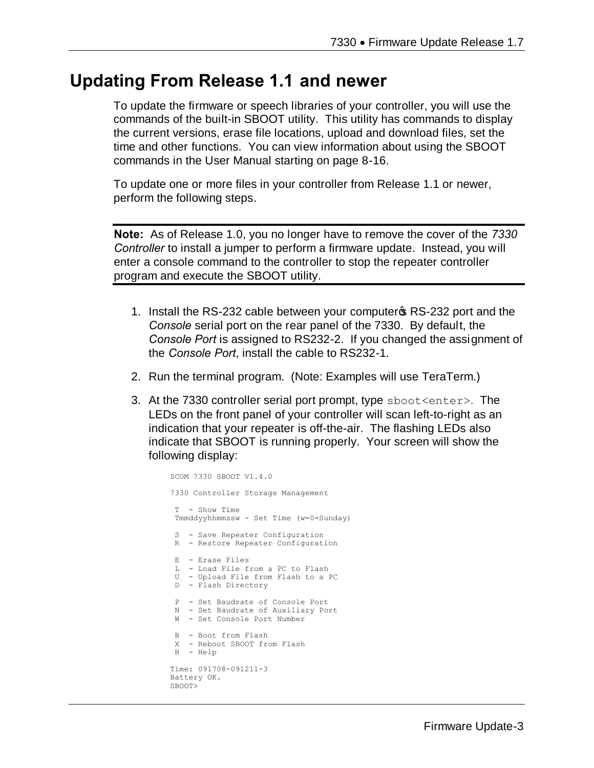## Updating From Release 1.1 and newer

To update the firmware or speech libraries of your controller, you will use the commands of the built-in SBOOT utility. This utility has commands to display the current versions, erase file locations, upload and download files, set the time and other functions. You can view information about using the SBOOT commands in the User Manual starting on page 8-16.

To update one or more files in your controller from Release 1.1 or newer, perform the following steps.

---

**Note:** As of Release 1.0, you no longer have to remove the cover of the *7330 Controller* to install a jumper to perform a firmware update. Instead, you will enter a console command to the controller to stop the repeater controller program and execute the SBOOT utility.

---

1. Install the RS-232 cable between your computer's RS-232 port and the *Console* serial port on the rear panel of the 7330. By default, the *Console Port* is assigned to RS232-2. If you changed the assignment of the *Console Port*, install the cable to RS232-1.
2. Run the terminal program. (Note: Examples will use TeraTerm.)
3. At the 7330 controller serial port prompt, type `sboot<enter>`. The LEDs on the front panel of your controller will scan left-to-right as an indication that your repeater is off-the-air. The flashing LEDs also indicate that SBOOT is running properly. Your screen will show the following display:

```
SCOM 7330 SBOOT V1.4.0

7330 Controller Storage Management

 T  - Show Time
 Tmmddyyhhmmssw - Set Time (w=0=Sunday)

 S  - Save Repeater Configuration
 R  - Restore Repeater Configuration

 E  - Erase Files
 L  - Load File from a PC to Flash
 U  - Upload File from Flash to a PC
 D  - Flash Directory

 P  - Set Baudrate of Console Port
 N  - Set Baudrate of Auxiliary Port
 W  - Set Console Port Number

 B  - Boot from Flash
 X  - Reboot SBOOT from Flash
 H  - Help

Time: 091708-091211-3
Battery OK.
SBOOT>
```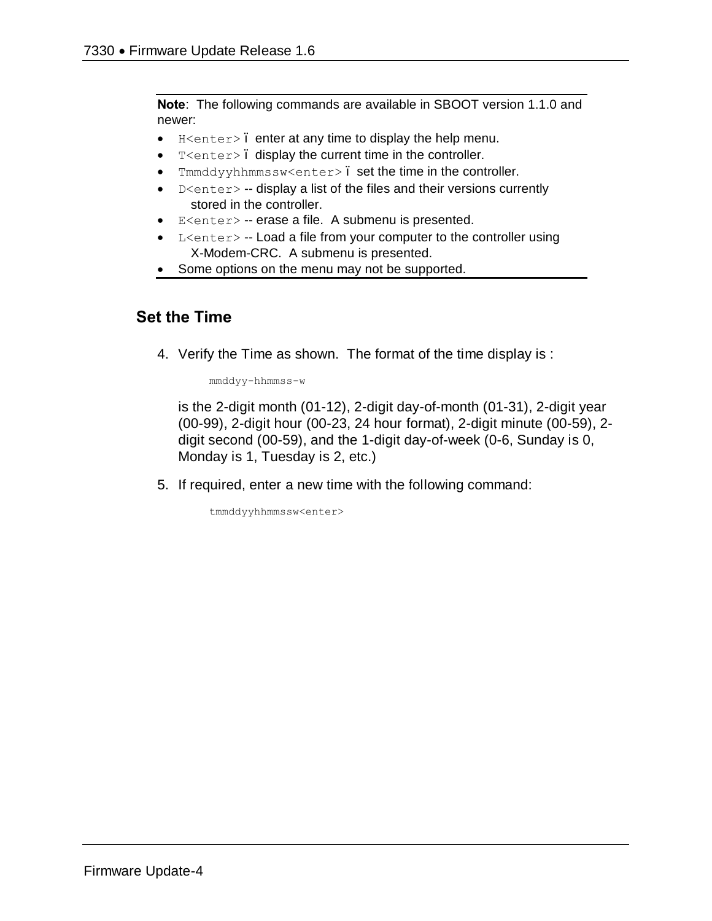**Note**: The following commands are available in SBOOT version 1.1.0 and newer:

- `H<enter>` ï enter at any time to display the help menu.
- `T<enter>` ï display the current time in the controller.
- `Tmmddyyhhmmssw<enter>` ï set the time in the controller.
- `D<enter>` -- display a list of the files and their versions currently stored in the controller.
- `E<enter>` -- erase a file. A submenu is presented.
- `L<enter>` -- Load a file from your computer to the controller using X-Modem-CRC. A submenu is presented.
- Some options on the menu may not be supported.

## Set the Time

4. Verify the Time as shown. The format of the time display is :

   ```
   mmddyy-hhmmss-w
   ```

   is the 2-digit month (01-12), 2-digit day-of-month (01-31), 2-digit year (00-99), 2-digit hour (00-23, 24 hour format), 2-digit minute (00-59), 2-digit second (00-59), and the 1-digit day-of-week (0-6, Sunday is 0, Monday is 1, Tuesday is 2, etc.)

5. If required, enter a new time with the following command:

   ```
   tmmddyyhhmmssw<enter>
   ```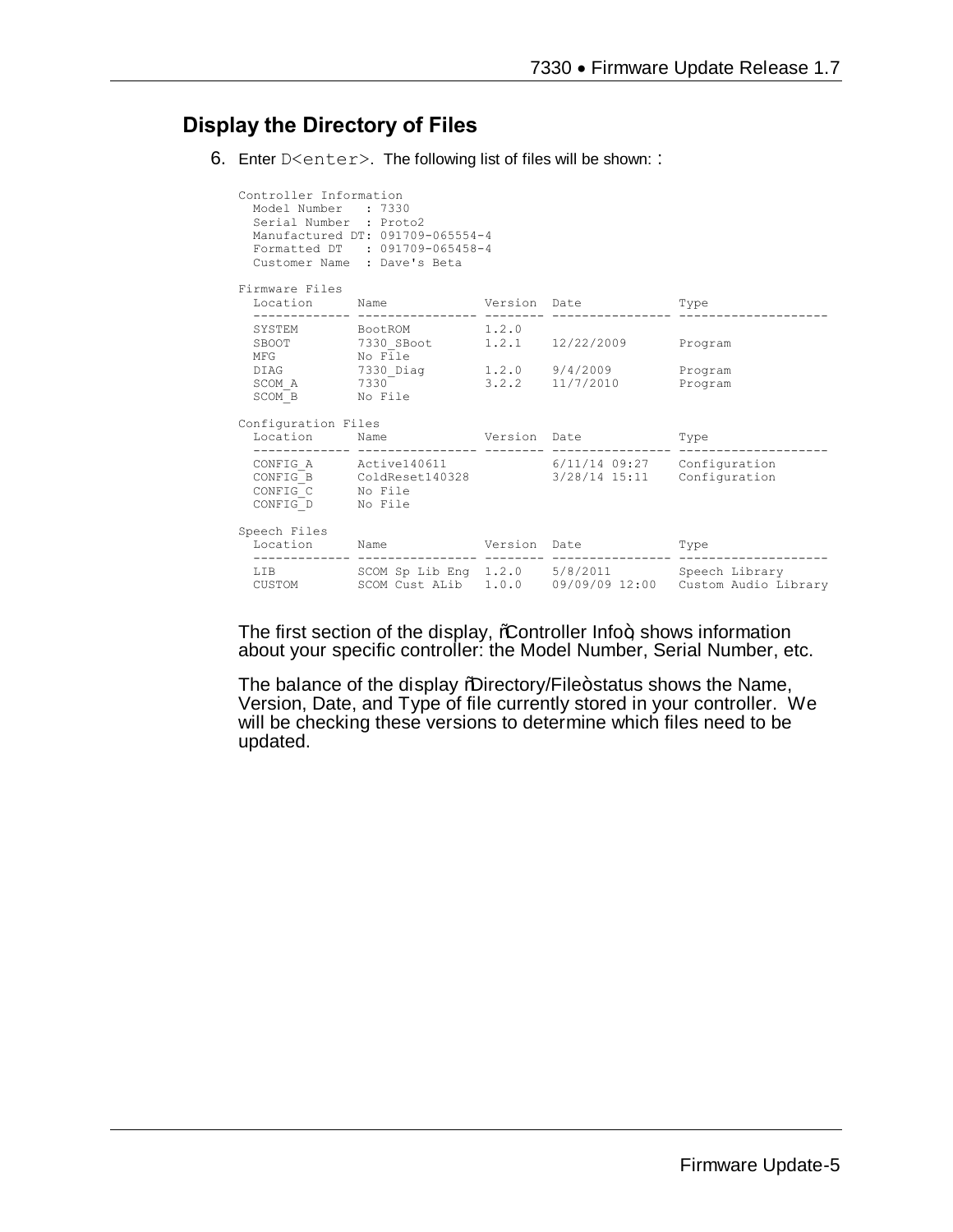## Display the Directory of Files

6. Enter `D<enter>`. The following list of files will be shown: :

```
Controller Information
  Model Number   : 7330
  Serial Number  : Proto2
  Manufactured DT: 091709-065554-4
  Formatted DT   : 091709-065458-4
  Customer Name  : Dave's Beta

Firmware Files
  Location      Name            Version  Date             Type
  ------------- --------------- -------- ---------------- --------------------
  SYSTEM        BootROM         1.2.0
  SBOOT         7330_SBoot      1.2.1    12/22/2009       Program
  MFG           No File
  DIAG          7330_Diag       1.2.0    9/4/2009         Program
  SCOM_A        7330            3.2.2    11/7/2010        Program
  SCOM_B        No File

Configuration Files
  Location      Name            Version  Date             Type
  ------------- --------------- -------- ---------------- --------------------
  CONFIG_A      Active140611             6/11/14 09:27    Configuration
  CONFIG_B      ColdReset140328          3/28/14 15:11    Configuration
  CONFIG_C      No File
  CONFIG_D      No File

Speech Files
  Location      Name            Version  Date             Type
  ------------- --------------- -------- ---------------- --------------------
  LIB           SCOM Sp Lib Eng 1.2.0    5/8/2011         Speech Library
  CUSTOM        SCOM Cust ALib  1.0.0    09/09/09 12:00   Custom Audio Library
```

The first section of the display, "Controller Info", shows information about your specific controller: the Model Number, Serial Number, etc.

The balance of the display "Directory/File" status shows the Name, Version, Date, and Type of file currently stored in your controller. We will be checking these versions to determine which files need to be updated.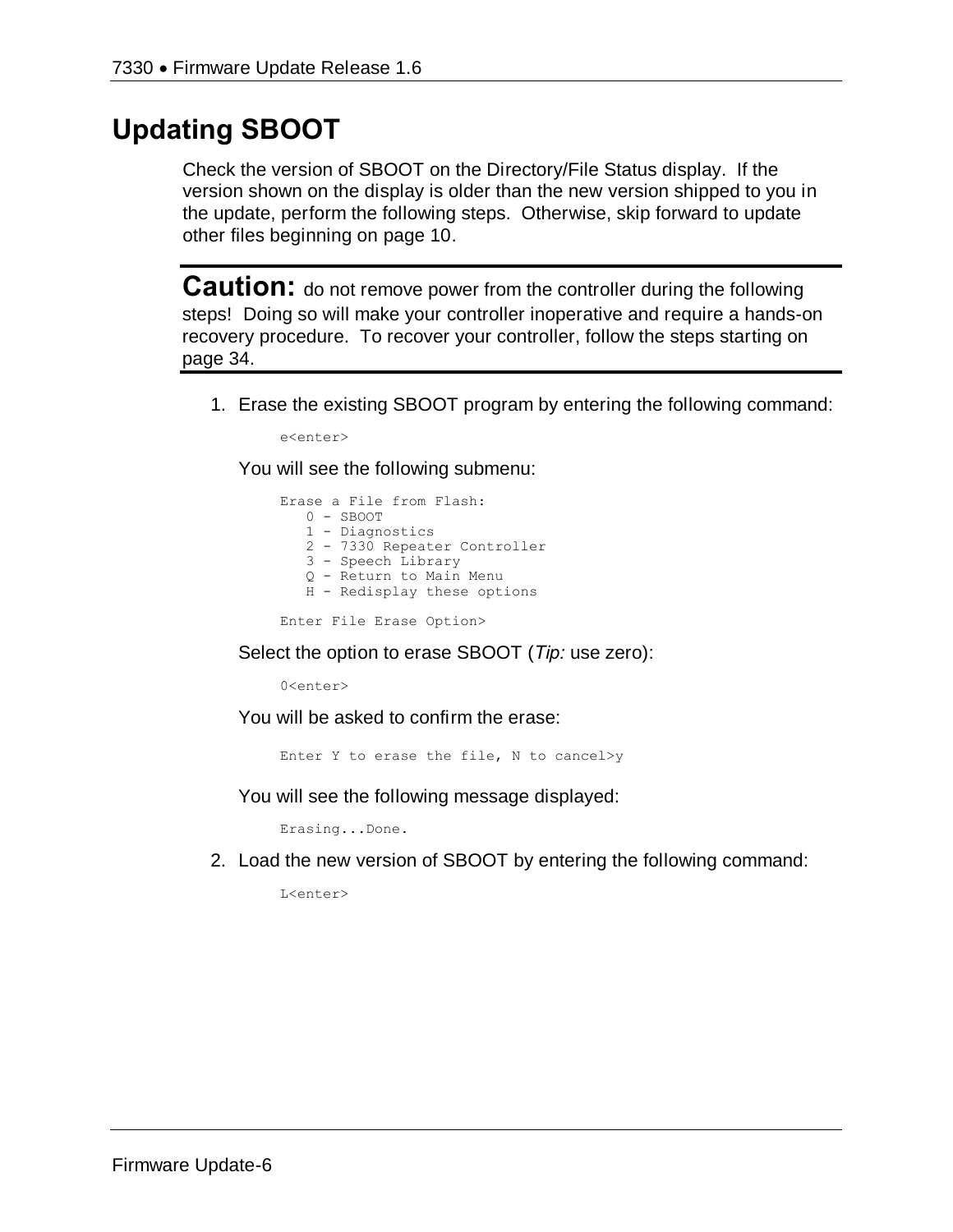## Updating SBOOT

Check the version of SBOOT on the Directory/File Status display. If the version shown on the display is older than the new version shipped to you in the update, perform the following steps. Otherwise, skip forward to update other files beginning on page 10.

---

**Caution:** do not remove power from the controller during the following steps! Doing so will make your controller inoperative and require a hands-on recovery procedure. To recover your controller, follow the steps starting on page 34.

---

1. Erase the existing SBOOT program by entering the following command:

   ```
   e<enter>
   ```

   You will see the following submenu:

   ```
   Erase a File from Flash:
      0 - SBOOT
      1 - Diagnostics
      2 - 7330 Repeater Controller
      3 - Speech Library
      Q - Return to Main Menu
      H - Redisplay these options

   Enter File Erase Option>
   ```

   Select the option to erase SBOOT (*Tip:* use zero):

   ```
   0<enter>
   ```

   You will be asked to confirm the erase:

   ```
   Enter Y to erase the file, N to cancel>y
   ```

   You will see the following message displayed:

   ```
   Erasing...Done.
   ```

2. Load the new version of SBOOT by entering the following command:

   ```
   L<enter>
   ```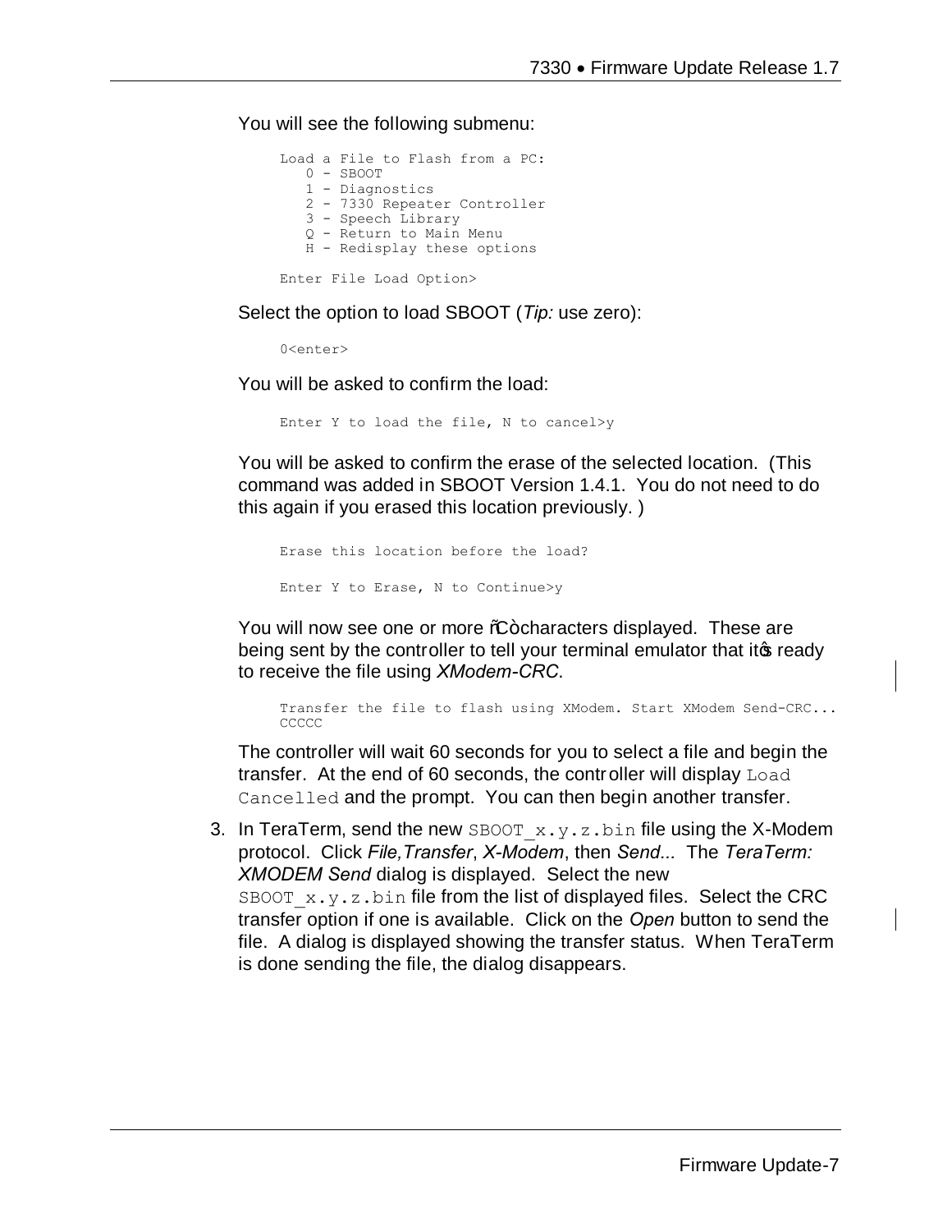You will see the following submenu:

```
Load a File to Flash from a PC:
   0 - SBOOT
   1 - Diagnostics
   2 - 7330 Repeater Controller
   3 - Speech Library
   Q - Return to Main Menu
   H - Redisplay these options

Enter File Load Option>
```

Select the option to load SBOOT (*Tip:* use zero):

```
0<enter>
```

You will be asked to confirm the load:

```
Enter Y to load the file, N to cancel>y
```

You will be asked to confirm the erase of the selected location. (This command was added in SBOOT Version 1.4.1. You do not need to do this again if you erased this location previously. )

```
Erase this location before the load?

Enter Y to Erase, N to Continue>y
```

You will now see one or more "C" characters displayed. These are being sent by the controller to tell your terminal emulator that it's ready to receive the file using *XModem-CRC*.

```
Transfer the file to flash using XModem. Start XModem Send-CRC...
CCCCC
```

The controller will wait 60 seconds for you to select a file and begin the transfer. At the end of 60 seconds, the controller will display `Load Cancelled` and the prompt. You can then begin another transfer.

3. In TeraTerm, send the new `SBOOT_x.y.z.bin` file using the X-Modem protocol. Click *File,Transfer*, *X-Modem*, then *Send...* The *TeraTerm: XMODEM Send* dialog is displayed. Select the new `SBOOT_x.y.z.bin` file from the list of displayed files. Select the CRC transfer option if one is available. Click on the *Open* button to send the file. A dialog is displayed showing the transfer status. When TeraTerm is done sending the file, the dialog disappears.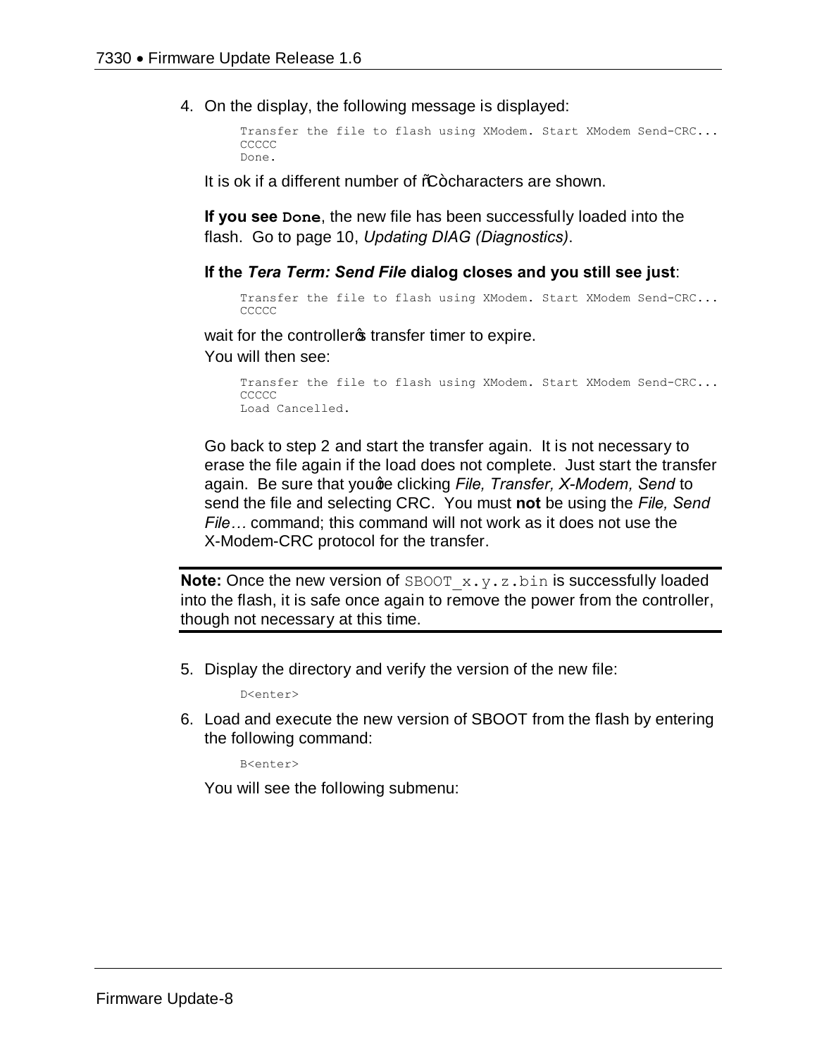4. On the display, the following message is displayed:

   ```
   Transfer the file to flash using XModem. Start XModem Send-CRC...
   CCCCC
   Done.
   ```

   It is ok if a different number of "C" characters are shown.

   **If you see `Done`**, the new file has been successfully loaded into the flash. Go to page 10, *Updating DIAG (Diagnostics)*.

   **If the *Tera Term: Send File* dialog closes and you still see just**:

   ```
   Transfer the file to flash using XModem. Start XModem Send-CRC...
   CCCCC
   ```

   wait for the controller's transfer timer to expire.

   You will then see:

   ```
   Transfer the file to flash using XModem. Start XModem Send-CRC...
   CCCCC
   Load Cancelled.
   ```

   Go back to step 2 and start the transfer again. It is not necessary to erase the file again if the load does not complete. Just start the transfer again. Be sure that you're clicking *File, Transfer, X-Modem, Send* to send the file and selecting CRC. You must **not** be using the *File, Send File…* command; this command will not work as it does not use the X-Modem-CRC protocol for the transfer.

---

**Note:** Once the new version of `SBOOT_x.y.z.bin` is successfully loaded into the flash, it is safe once again to remove the power from the controller, though not necessary at this time.

---

5. Display the directory and verify the version of the new file:

   ```
   D<enter>
   ```

6. Load and execute the new version of SBOOT from the flash by entering the following command:

   ```
   B<enter>
   ```

   You will see the following submenu: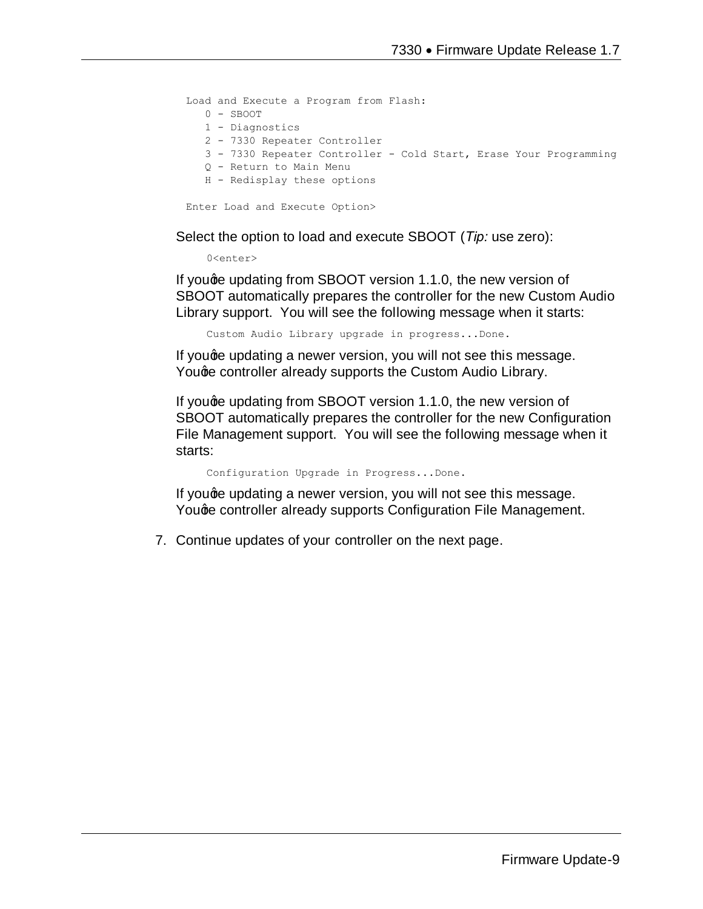```
Load and Execute a Program from Flash:
   0 - SBOOT
   1 - Diagnostics
   2 - 7330 Repeater Controller
   3 - 7330 Repeater Controller - Cold Start, Erase Your Programming
   Q - Return to Main Menu
   H - Redisplay these options

Enter Load and Execute Option>
```

Select the option to load and execute SBOOT (*Tip:* use zero):

```
0<enter>
```

If you're updating from SBOOT version 1.1.0, the new version of SBOOT automatically prepares the controller for the new Custom Audio Library support. You will see the following message when it starts:

```
Custom Audio Library upgrade in progress...Done.
```

If you're updating a newer version, you will not see this message. You're controller already supports the Custom Audio Library.

If you're updating from SBOOT version 1.1.0, the new version of SBOOT automatically prepares the controller for the new Configuration File Management support. You will see the following message when it starts:

```
Configuration Upgrade in Progress...Done.
```

If you're updating a newer version, you will not see this message. You're controller already supports Configuration File Management.

7. Continue updates of your controller on the next page.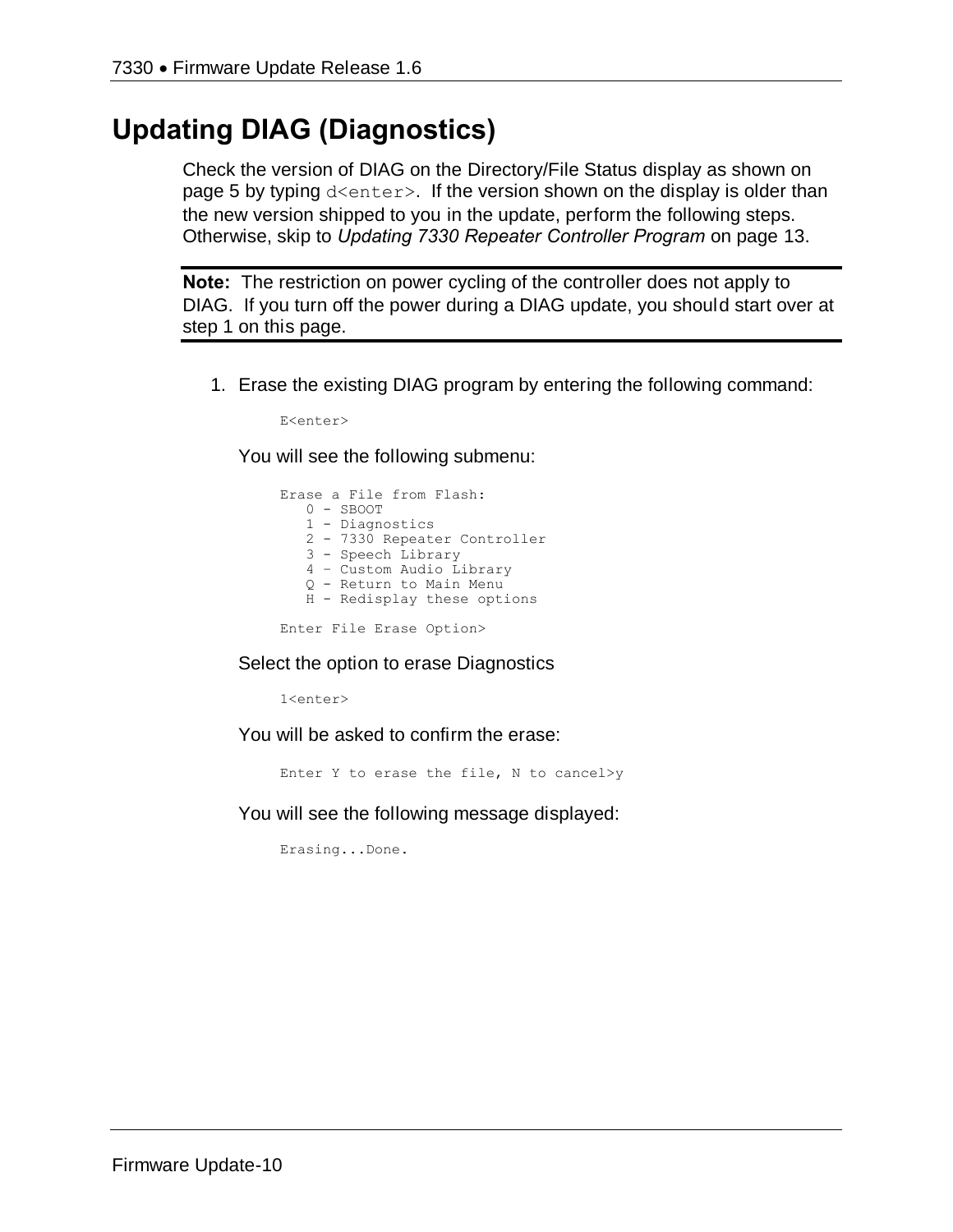# Updating DIAG (Diagnostics)

Check the version of DIAG on the Directory/File Status display as shown on page 5 by typing `d<enter>`. If the version shown on the display is older than the new version shipped to you in the update, perform the following steps. Otherwise, skip to *Updating 7330 Repeater Controller Program* on page 13.

---

**Note:** The restriction on power cycling of the controller does not apply to DIAG. If you turn off the power during a DIAG update, you should start over at step 1 on this page.

---

1. Erase the existing DIAG program by entering the following command:

   ```
   E<enter>
   ```

   You will see the following submenu:

   ```
   Erase a File from Flash:
      0 - SBOOT
      1 - Diagnostics
      2 - 7330 Repeater Controller
      3 - Speech Library
      4 – Custom Audio Library
      Q - Return to Main Menu
      H - Redisplay these options

   Enter File Erase Option>
   ```

   Select the option to erase Diagnostics

   ```
   1<enter>
   ```

   You will be asked to confirm the erase:

   ```
   Enter Y to erase the file, N to cancel>y
   ```

   You will see the following message displayed:

   ```
   Erasing...Done.
   ```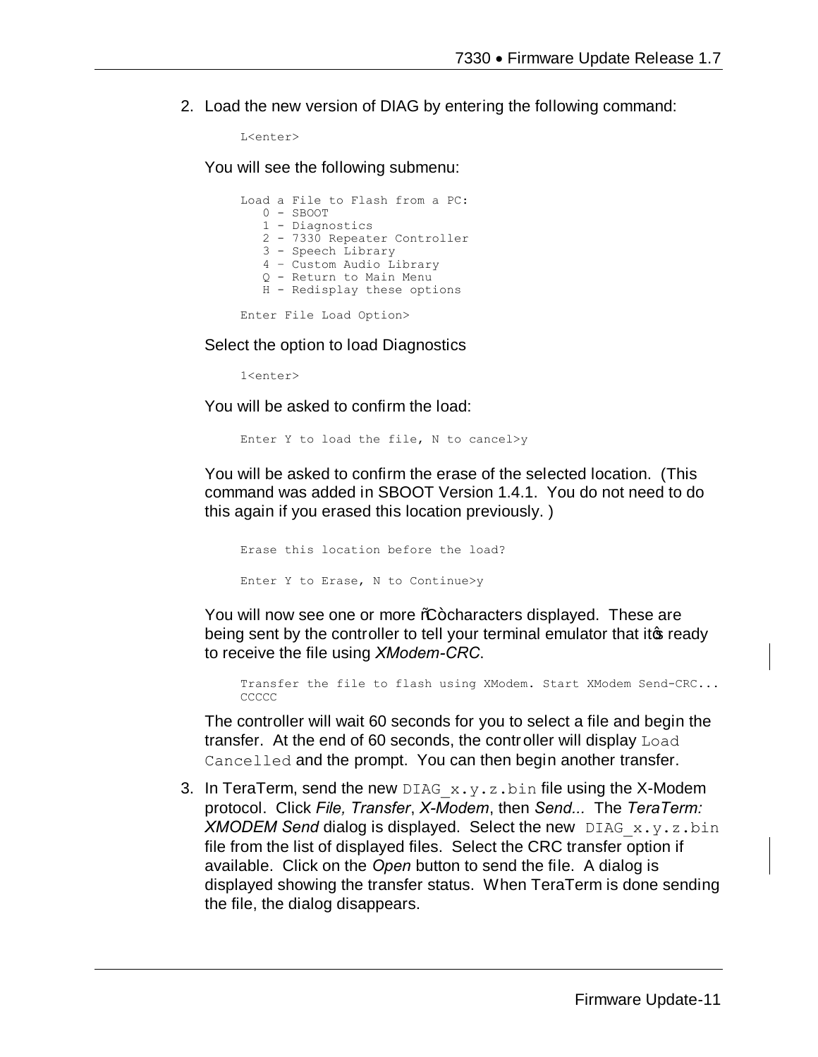2. Load the new version of DIAG by entering the following command:

```
L<enter>
```

You will see the following submenu:

```
Load a File to Flash from a PC:
   0 - SBOOT
   1 - Diagnostics
   2 - 7330 Repeater Controller
   3 - Speech Library
   4 – Custom Audio Library
   Q - Return to Main Menu
   H - Redisplay these options

Enter File Load Option>
```

Select the option to load Diagnostics

```
1<enter>
```

You will be asked to confirm the load:

```
Enter Y to load the file, N to cancel>y
```

You will be asked to confirm the erase of the selected location. (This command was added in SBOOT Version 1.4.1. You do not need to do this again if you erased this location previously. )

```
Erase this location before the load?

Enter Y to Erase, N to Continue>y
```

You will now see one or more "C" characters displayed. These are being sent by the controller to tell your terminal emulator that it's ready to receive the file using *XModem-CRC*.

```
Transfer the file to flash using XModem. Start XModem Send-CRC...
CCCCC
```

The controller will wait 60 seconds for you to select a file and begin the transfer. At the end of 60 seconds, the controller will display `Load Cancelled` and the prompt. You can then begin another transfer.

3. In TeraTerm, send the new `DIAG_x.y.z.bin` file using the X-Modem protocol. Click *File, Transfer*, *X-Modem*, then *Send...* The *TeraTerm: XMODEM Send* dialog is displayed. Select the new `DIAG_x.y.z.bin` file from the list of displayed files. Select the CRC transfer option if available. Click on the *Open* button to send the file. A dialog is displayed showing the transfer status. When TeraTerm is done sending the file, the dialog disappears.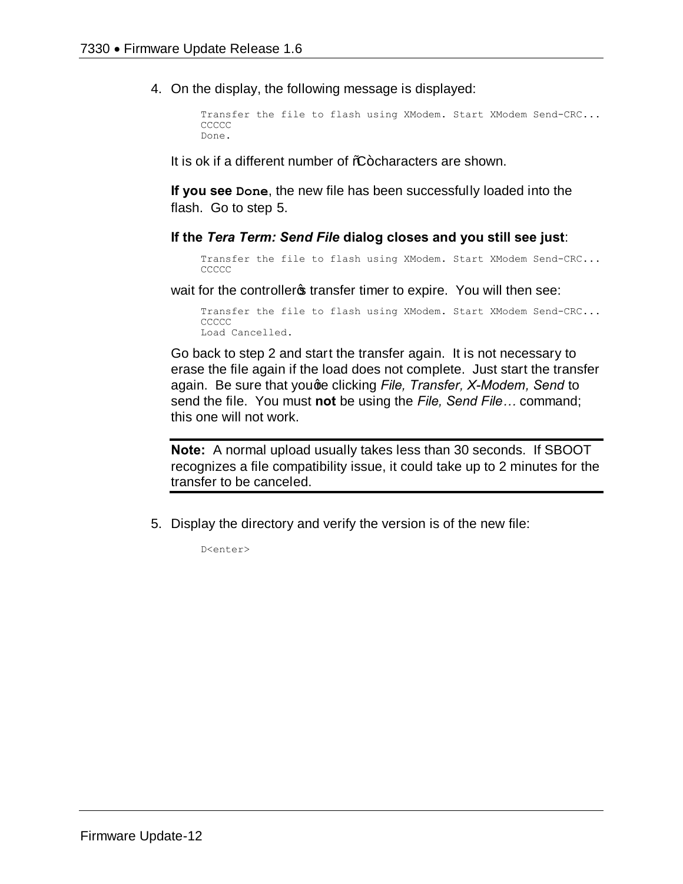4. On the display, the following message is displayed:

   ```
   Transfer the file to flash using XModem. Start XModem Send-CRC...
   CCCCC
   Done.
   ```

   It is ok if a different number of "C" characters are shown.

   **If you see `Done`**, the new file has been successfully loaded into the flash. Go to step 5.

   **If the *Tera Term: Send File* dialog closes and you still see just**:

   ```
   Transfer the file to flash using XModem. Start XModem Send-CRC...
   CCCCC
   ```

   wait for the controller's transfer timer to expire. You will then see:

   ```
   Transfer the file to flash using XModem. Start XModem Send-CRC...
   CCCCC
   Load Cancelled.
   ```

   Go back to step 2 and start the transfer again. It is not necessary to erase the file again if the load does not complete. Just start the transfer again. Be sure that you're clicking *File, Transfer, X-Modem, Send* to send the file. You must **not** be using the *File, Send File…* command; this one will not work.

   **Note:** A normal upload usually takes less than 30 seconds. If SBOOT recognizes a file compatibility issue, it could take up to 2 minutes for the transfer to be canceled.

5. Display the directory and verify the version is of the new file:

   ```
   D<enter>
   ```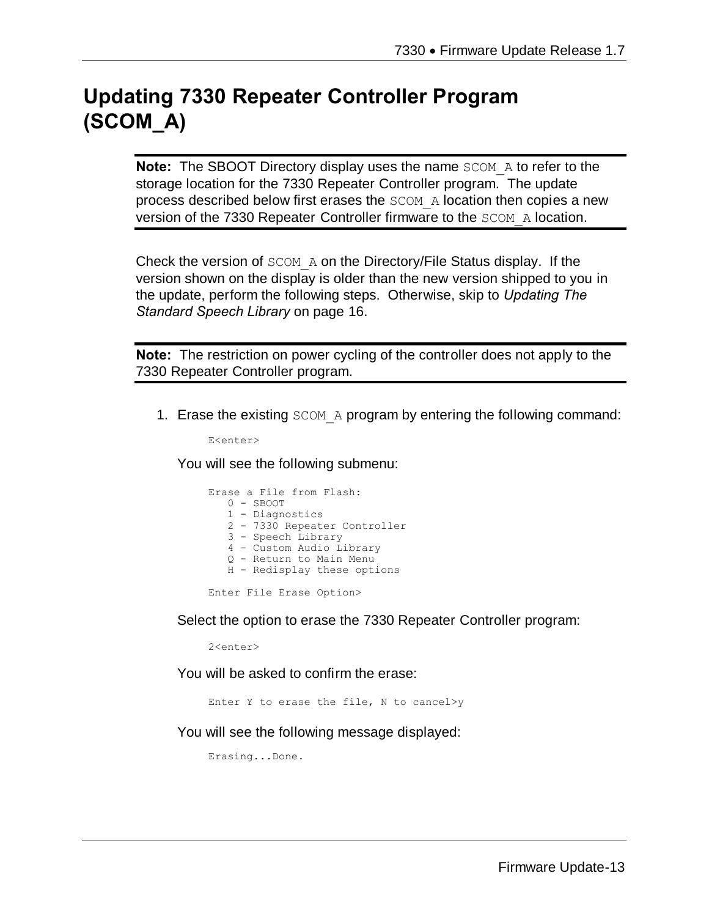# Updating 7330 Repeater Controller Program (SCOM_A)

> **Note:** The SBOOT Directory display uses the name `SCOM_A` to refer to the storage location for the 7330 Repeater Controller program. The update process described below first erases the `SCOM_A` location then copies a new version of the 7330 Repeater Controller firmware to the `SCOM_A` location.

Check the version of `SCOM_A` on the Directory/File Status display. If the version shown on the display is older than the new version shipped to you in the update, perform the following steps. Otherwise, skip to *Updating The Standard Speech Library* on page 16.

> **Note:** The restriction on power cycling of the controller does not apply to the 7330 Repeater Controller program.

1. Erase the existing `SCOM_A` program by entering the following command:

   ```
   E<enter>
   ```

   You will see the following submenu:

   ```
   Erase a File from Flash:
      0 - SBOOT
      1 - Diagnostics
      2 - 7330 Repeater Controller
      3 - Speech Library
      4 – Custom Audio Library
      Q - Return to Main Menu
      H - Redisplay these options

   Enter File Erase Option>
   ```

   Select the option to erase the 7330 Repeater Controller program:

   ```
   2<enter>
   ```

   You will be asked to confirm the erase:

   ```
   Enter Y to erase the file, N to cancel>y
   ```

   You will see the following message displayed:

   ```
   Erasing...Done.
   ```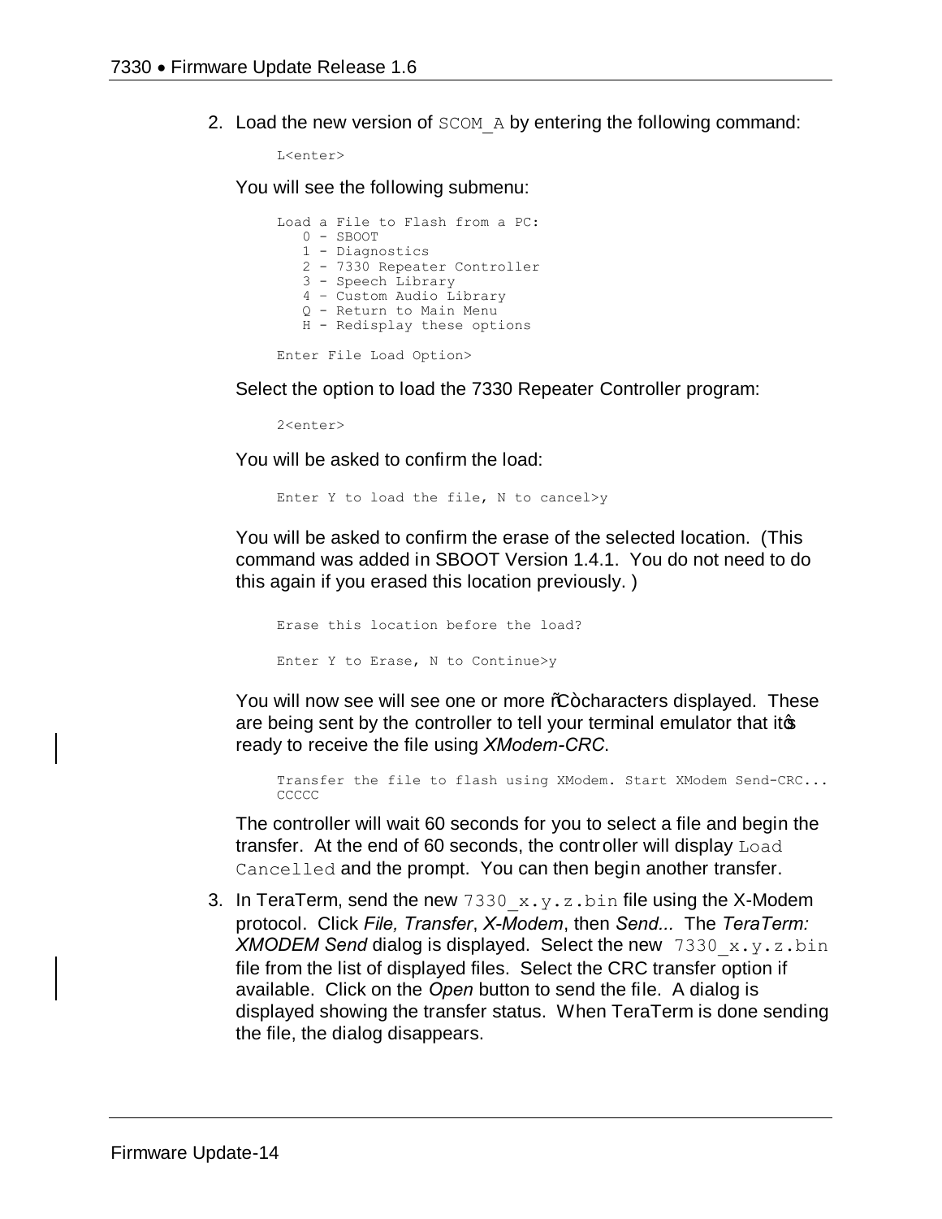2. Load the new version of `SCOM_A` by entering the following command:

   ```
   L<enter>
   ```

   You will see the following submenu:

   ```
   Load a File to Flash from a PC:
      0 - SBOOT
      1 - Diagnostics
      2 - 7330 Repeater Controller
      3 - Speech Library
      4 – Custom Audio Library
      Q - Return to Main Menu
      H - Redisplay these options

   Enter File Load Option>
   ```

   Select the option to load the 7330 Repeater Controller program:

   ```
   2<enter>
   ```

   You will be asked to confirm the load:

   ```
   Enter Y to load the file, N to cancel>y
   ```

   You will be asked to confirm the erase of the selected location. (This command was added in SBOOT Version 1.4.1. You do not need to do this again if you erased this location previously. )

   ```
   Erase this location before the load?

   Enter Y to Erase, N to Continue>y
   ```

   You will now see will see one or more "C" characters displayed. These are being sent by the controller to tell your terminal emulator that it's ready to receive the file using *XModem-CRC*.

   ```
   Transfer the file to flash using XModem. Start XModem Send-CRC...
   CCCCC
   ```

   The controller will wait 60 seconds for you to select a file and begin the transfer. At the end of 60 seconds, the controller will display `Load Cancelled` and the prompt. You can then begin another transfer.

3. In TeraTerm, send the new `7330_x.y.z.bin` file using the X-Modem protocol. Click *File, Transfer*, *X-Modem*, then *Send...* The *TeraTerm: XMODEM Send* dialog is displayed. Select the new `7330_x.y.z.bin` file from the list of displayed files. Select the CRC transfer option if available. Click on the *Open* button to send the file. A dialog is displayed showing the transfer status. When TeraTerm is done sending the file, the dialog disappears.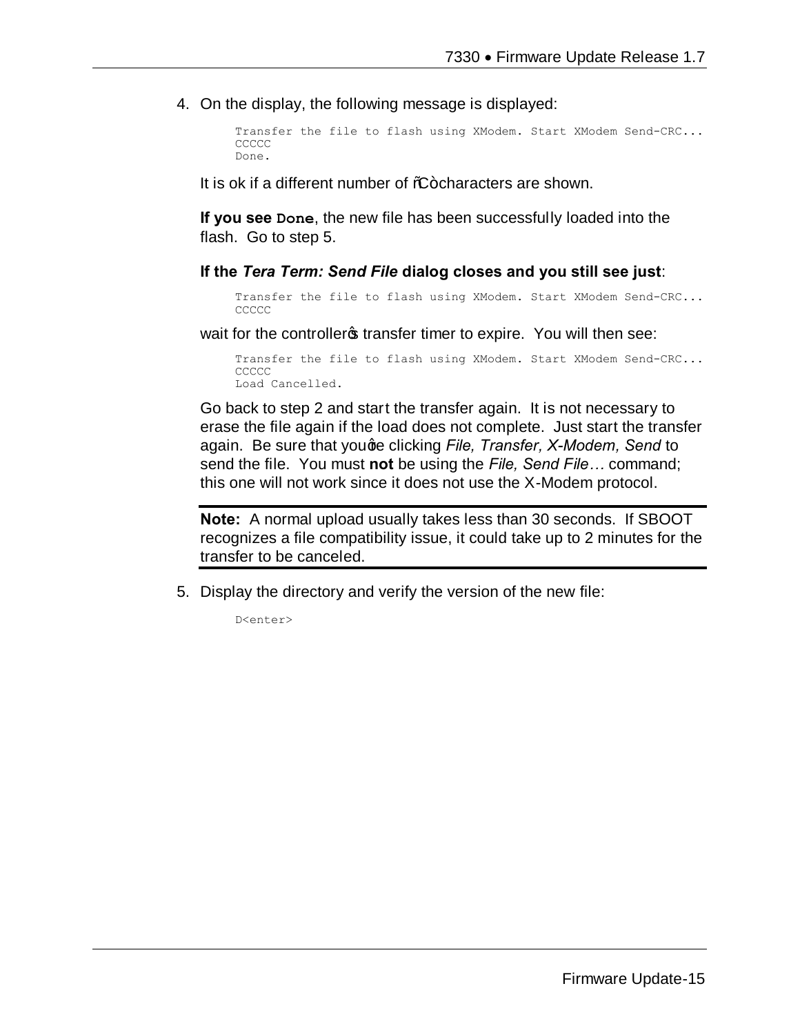4. On the display, the following message is displayed:

```
Transfer the file to flash using XModem. Start XModem Send-CRC...
CCCCC
Done.
```

It is ok if a different number of "C" characters are shown.

**If you see `Done`**, the new file has been successfully loaded into the flash. Go to step 5.

**If the *Tera Term: Send File* dialog closes and you still see just**:

```
Transfer the file to flash using XModem. Start XModem Send-CRC...
CCCCC
```

wait for the controller's transfer timer to expire. You will then see:

```
Transfer the file to flash using XModem. Start XModem Send-CRC...
CCCCC
Load Cancelled.
```

Go back to step 2 and start the transfer again. It is not necessary to erase the file again if the load does not complete. Just start the transfer again. Be sure that you're clicking *File, Transfer, X-Modem, Send* to send the file. You must **not** be using the *File, Send File…* command; this one will not work since it does not use the X-Modem protocol.

---

**Note:** A normal upload usually takes less than 30 seconds. If SBOOT recognizes a file compatibility issue, it could take up to 2 minutes for the transfer to be canceled.

---

5. Display the directory and verify the version of the new file:

```
D<enter>
```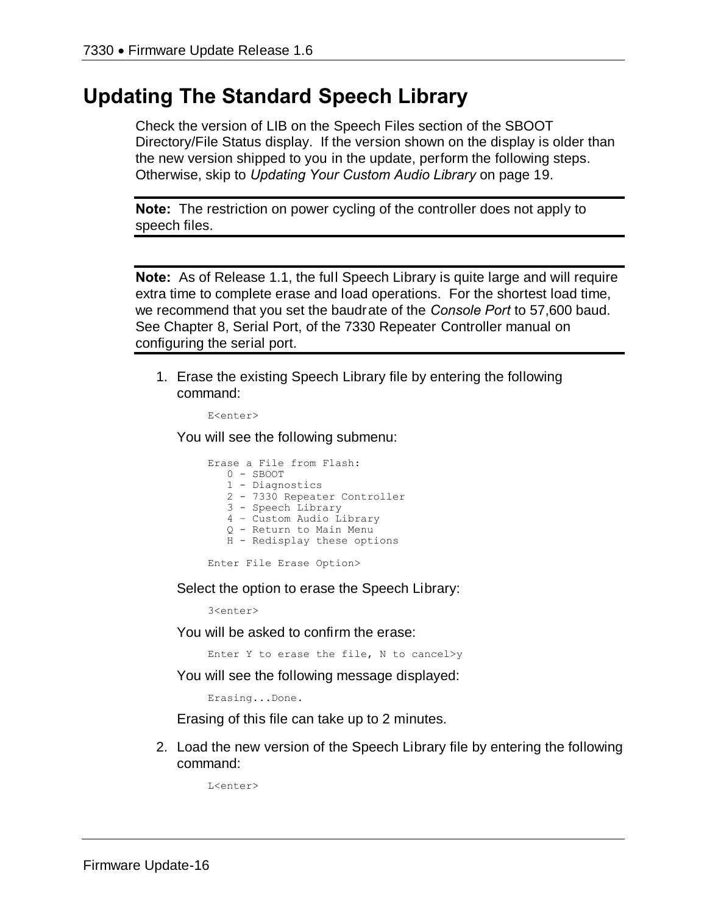## Updating The Standard Speech Library

Check the version of LIB on the Speech Files section of the SBOOT Directory/File Status display. If the version shown on the display is older than the new version shipped to you in the update, perform the following steps. Otherwise, skip to *Updating Your Custom Audio Library* on page 19.

---

**Note:** The restriction on power cycling of the controller does not apply to speech files.

---

---

**Note:** As of Release 1.1, the full Speech Library is quite large and will require extra time to complete erase and load operations. For the shortest load time, we recommend that you set the baudrate of the *Console Port* to 57,600 baud. See Chapter 8, Serial Port, of the 7330 Repeater Controller manual on configuring the serial port.

---

1. Erase the existing Speech Library file by entering the following command:

   ```
   E<enter>
   ```

   You will see the following submenu:

   ```
   Erase a File from Flash:
      0 - SBOOT
      1 - Diagnostics
      2 - 7330 Repeater Controller
      3 - Speech Library
      4 – Custom Audio Library
      Q - Return to Main Menu
      H - Redisplay these options

   Enter File Erase Option>
   ```

   Select the option to erase the Speech Library:

   ```
   3<enter>
   ```

   You will be asked to confirm the erase:

   ```
   Enter Y to erase the file, N to cancel>y
   ```

   You will see the following message displayed:

   ```
   Erasing...Done.
   ```

   Erasing of this file can take up to 2 minutes.

2. Load the new version of the Speech Library file by entering the following command:

   ```
   L<enter>
   ```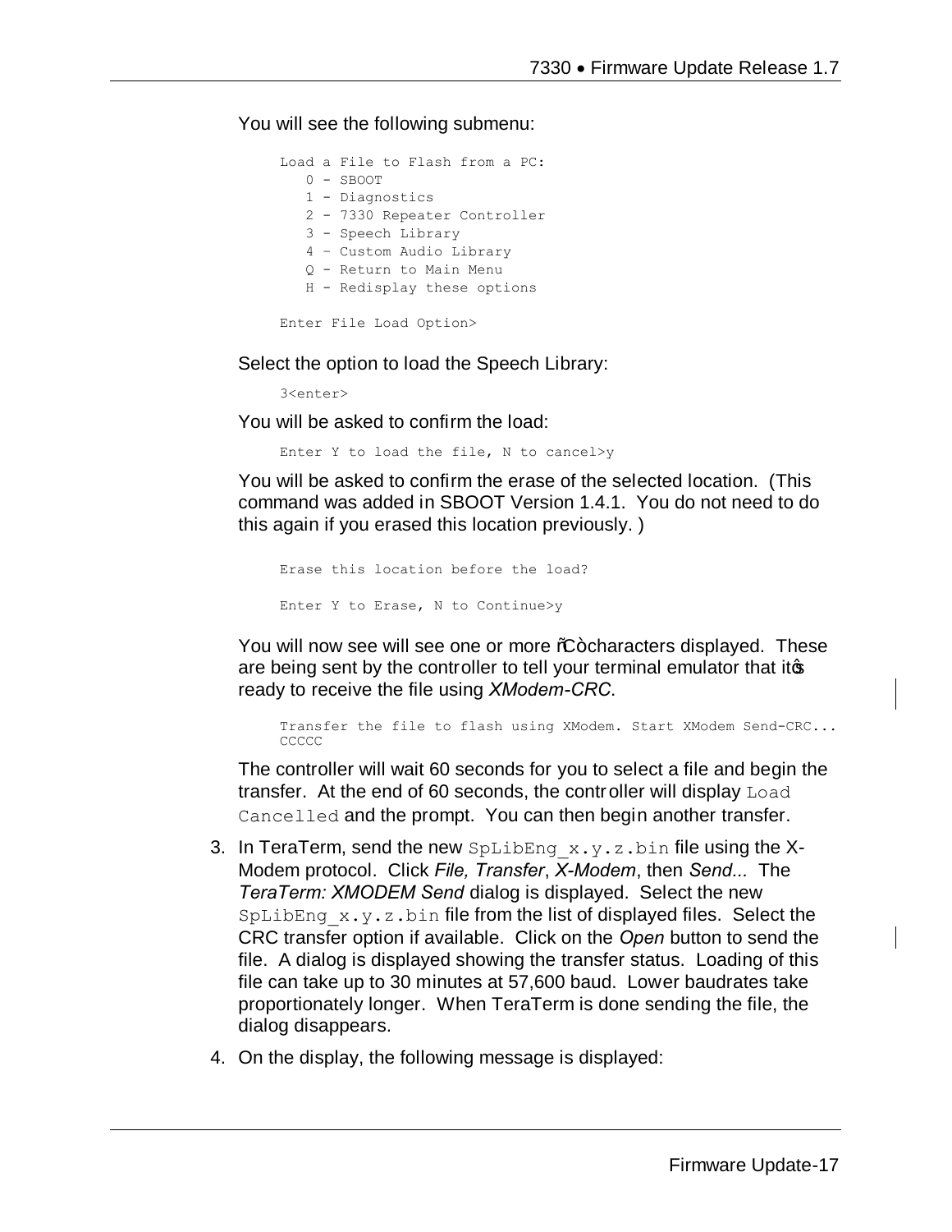You will see the following submenu:

```
Load a File to Flash from a PC:
   0 - SBOOT
   1 - Diagnostics
   2 - 7330 Repeater Controller
   3 - Speech Library
   4 – Custom Audio Library
   Q - Return to Main Menu
   H - Redisplay these options

Enter File Load Option>
```

Select the option to load the Speech Library:

```
3<enter>
```

You will be asked to confirm the load:

```
Enter Y to load the file, N to cancel>y
```

You will be asked to confirm the erase of the selected location. (This command was added in SBOOT Version 1.4.1. You do not need to do this again if you erased this location previously. )

```
Erase this location before the load?

Enter Y to Erase, N to Continue>y
```

You will now see will see one or more "C" characters displayed. These are being sent by the controller to tell your terminal emulator that it's ready to receive the file using *XModem-CRC*.

```
Transfer the file to flash using XModem. Start XModem Send-CRC...
CCCCC
```

The controller will wait 60 seconds for you to select a file and begin the transfer. At the end of 60 seconds, the controller will display `Load Cancelled` and the prompt. You can then begin another transfer.

3. In TeraTerm, send the new `SpLibEng_x.y.z.bin` file using the X-Modem protocol. Click *File, Transfer*, *X-Modem*, then *Send...* The *TeraTerm: XMODEM Send* dialog is displayed. Select the new `SpLibEng_x.y.z.bin` file from the list of displayed files. Select the CRC transfer option if available. Click on the *Open* button to send the file. A dialog is displayed showing the transfer status. Loading of this file can take up to 30 minutes at 57,600 baud. Lower baudrates take proportionately longer. When TeraTerm is done sending the file, the dialog disappears.
4. On the display, the following message is displayed: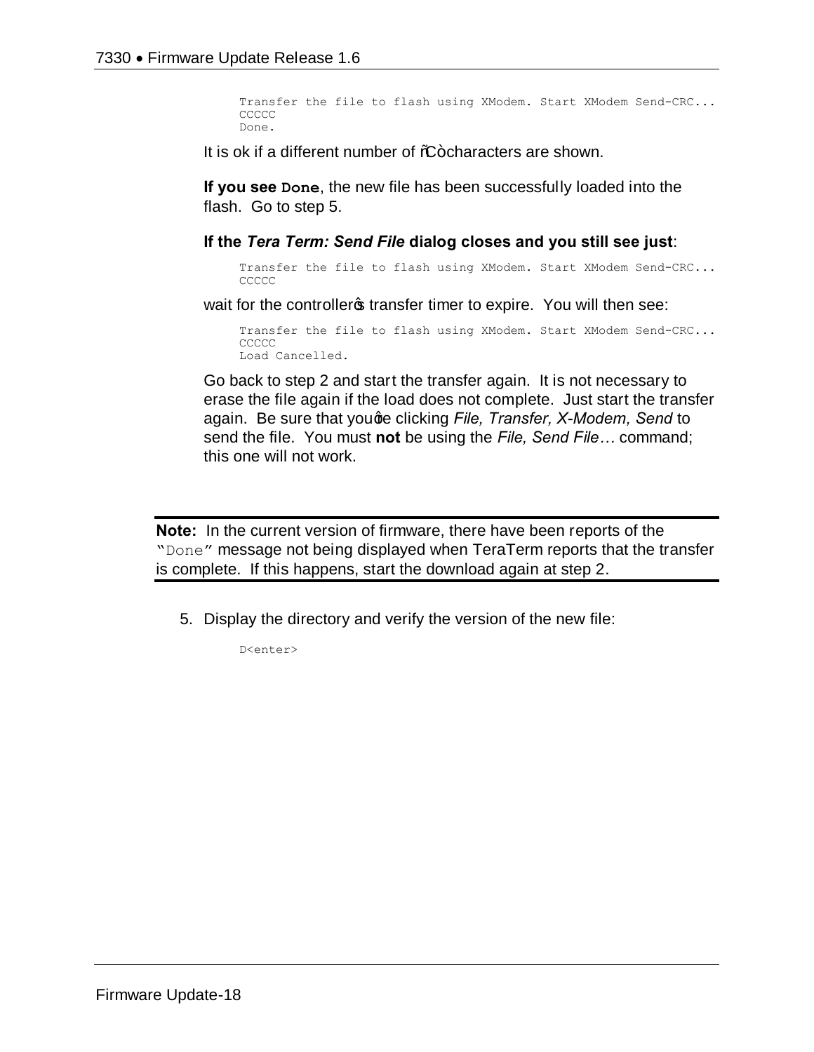```
Transfer the file to flash using XModem. Start XModem Send-CRC...
CCCCC
Done.
```

It is ok if a different number of "C" characters are shown.

**If you see `Done`**, the new file has been successfully loaded into the flash. Go to step 5.

**If the *Tera Term: Send File* dialog closes and you still see just**:

```
Transfer the file to flash using XModem. Start XModem Send-CRC...
CCCCC
```

wait for the controller's transfer timer to expire. You will then see:

```
Transfer the file to flash using XModem. Start XModem Send-CRC...
CCCCC
Load Cancelled.
```

Go back to step 2 and start the transfer again. It is not necessary to erase the file again if the load does not complete. Just start the transfer again. Be sure that you're clicking *File, Transfer, X-Modem, Send* to send the file. You must **not** be using the *File, Send File…* command; this one will not work.

---

**Note:** In the current version of firmware, there have been reports of the "`Done`" message not being displayed when TeraTerm reports that the transfer is complete. If this happens, start the download again at step 2.

---

5. Display the directory and verify the version of the new file:

```
D<enter>
```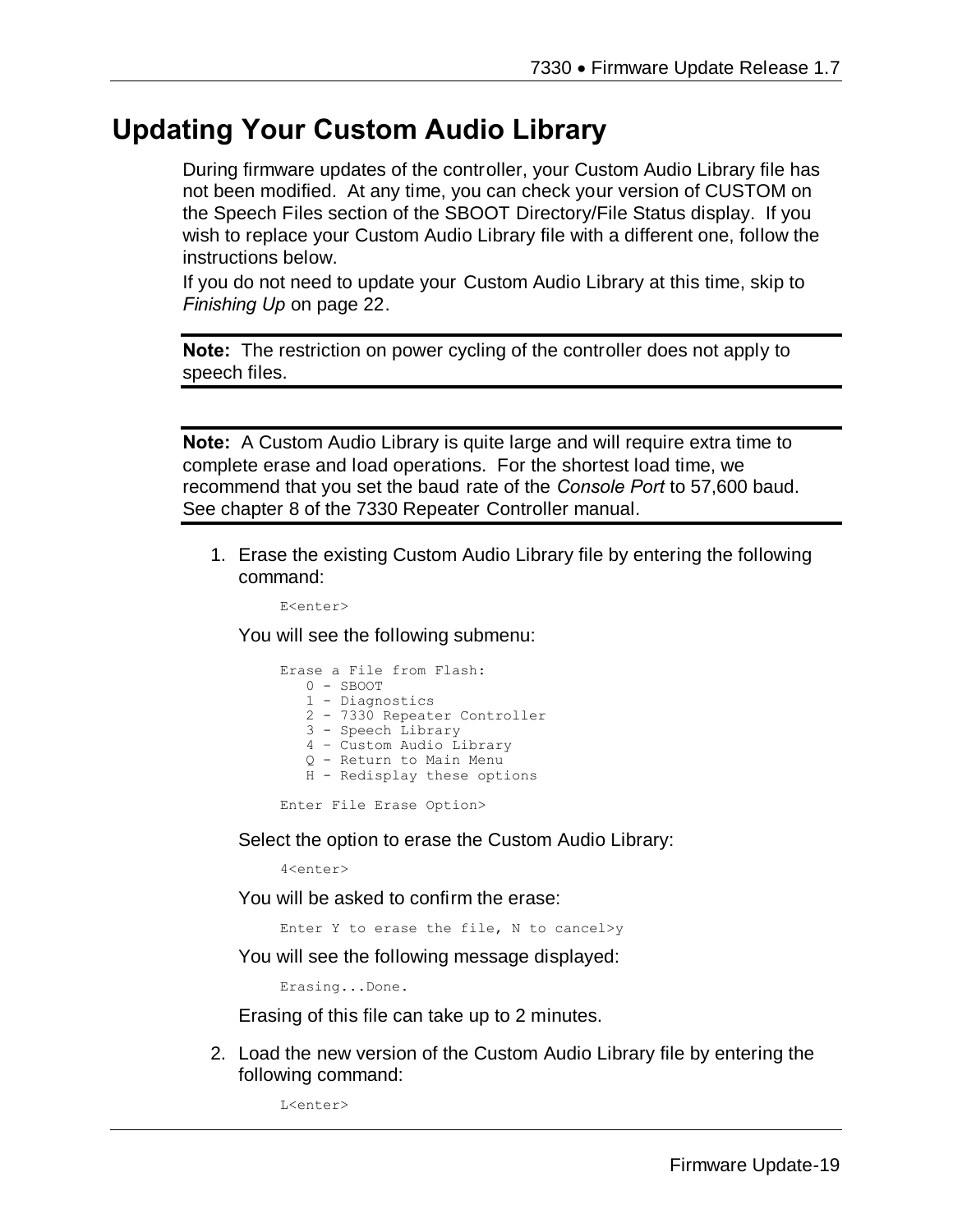# Updating Your Custom Audio Library

During firmware updates of the controller, your Custom Audio Library file has not been modified. At any time, you can check your version of CUSTOM on the Speech Files section of the SBOOT Directory/File Status display. If you wish to replace your Custom Audio Library file with a different one, follow the instructions below.

If you do not need to update your Custom Audio Library at this time, skip to *Finishing Up* on page 22.

---

**Note:** The restriction on power cycling of the controller does not apply to speech files.

---

---

**Note:** A Custom Audio Library is quite large and will require extra time to complete erase and load operations. For the shortest load time, we recommend that you set the baud rate of the *Console Port* to 57,600 baud. See chapter 8 of the 7330 Repeater Controller manual.

---

1. Erase the existing Custom Audio Library file by entering the following command:

   ```
   E<enter>
   ```

   You will see the following submenu:

   ```
   Erase a File from Flash:
      0 - SBOOT
      1 - Diagnostics
      2 - 7330 Repeater Controller
      3 - Speech Library
      4 – Custom Audio Library
      Q - Return to Main Menu
      H - Redisplay these options

   Enter File Erase Option>
   ```

   Select the option to erase the Custom Audio Library:

   ```
   4<enter>
   ```

   You will be asked to confirm the erase:

   ```
   Enter Y to erase the file, N to cancel>y
   ```

   You will see the following message displayed:

   ```
   Erasing...Done.
   ```

   Erasing of this file can take up to 2 minutes.

2. Load the new version of the Custom Audio Library file by entering the following command:

   ```
   L<enter>
   ```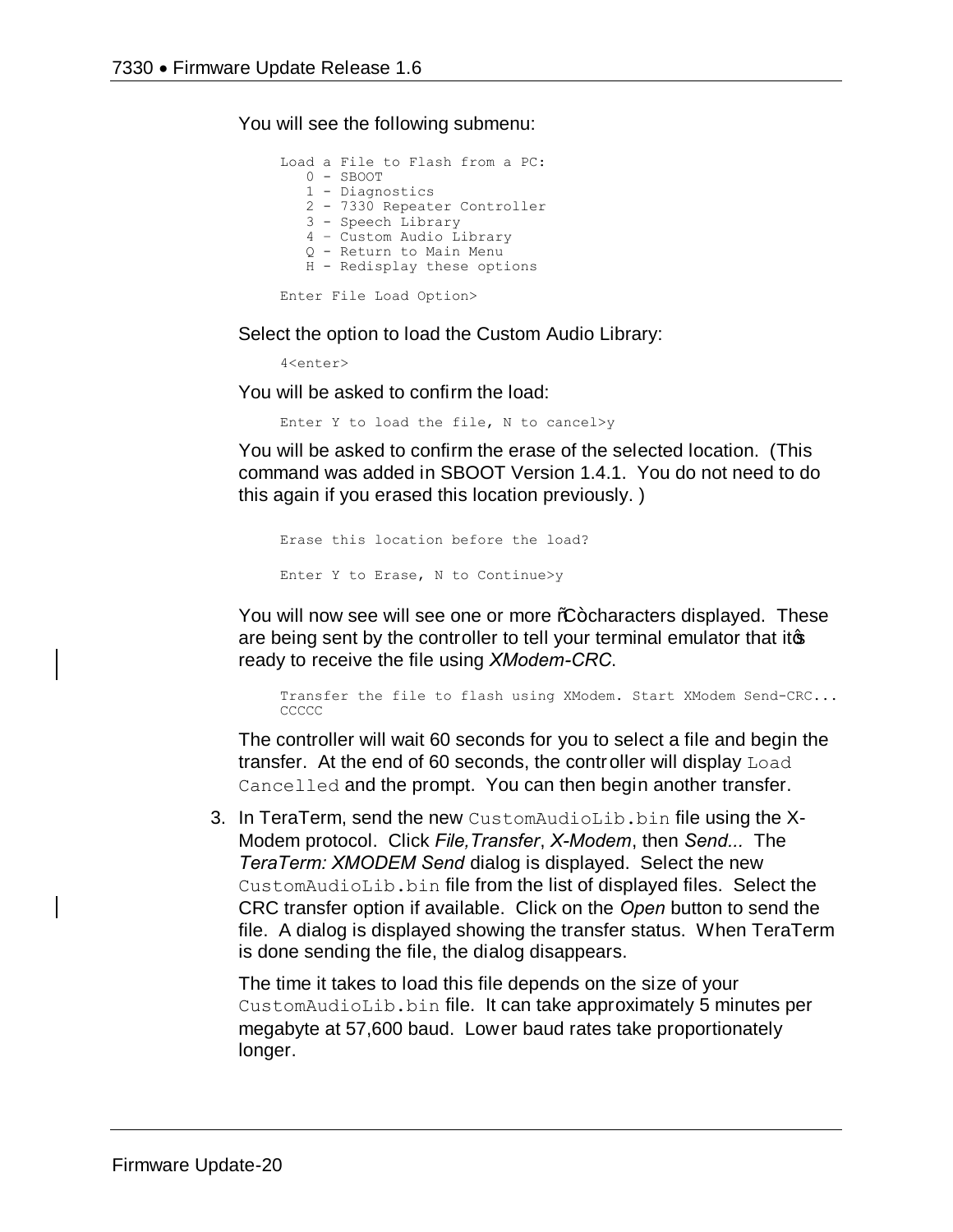You will see the following submenu:

```
Load a File to Flash from a PC:
   0 - SBOOT
   1 - Diagnostics
   2 - 7330 Repeater Controller
   3 - Speech Library
   4 – Custom Audio Library
   Q - Return to Main Menu
   H - Redisplay these options

Enter File Load Option>
```

Select the option to load the Custom Audio Library:

```
4<enter>
```

You will be asked to confirm the load:

```
Enter Y to load the file, N to cancel>y
```

You will be asked to confirm the erase of the selected location. (This command was added in SBOOT Version 1.4.1. You do not need to do this again if you erased this location previously. )

```
Erase this location before the load?

Enter Y to Erase, N to Continue>y
```

You will now see will see one or more "C" characters displayed. These are being sent by the controller to tell your terminal emulator that it's ready to receive the file using *XModem-CRC*.

```
Transfer the file to flash using XModem. Start XModem Send-CRC...
CCCCC
```

The controller will wait 60 seconds for you to select a file and begin the transfer. At the end of 60 seconds, the controller will display `Load Cancelled` and the prompt. You can then begin another transfer.

3. In TeraTerm, send the new `CustomAudioLib.bin` file using the X-Modem protocol. Click *File,Transfer*, *X-Modem*, then *Send...* The *TeraTerm: XMODEM Send* dialog is displayed. Select the new `CustomAudioLib.bin` file from the list of displayed files. Select the CRC transfer option if available. Click on the *Open* button to send the file. A dialog is displayed showing the transfer status. When TeraTerm is done sending the file, the dialog disappears.

   The time it takes to load this file depends on the size of your `CustomAudioLib.bin` file. It can take approximately 5 minutes per megabyte at 57,600 baud. Lower baud rates take proportionately longer.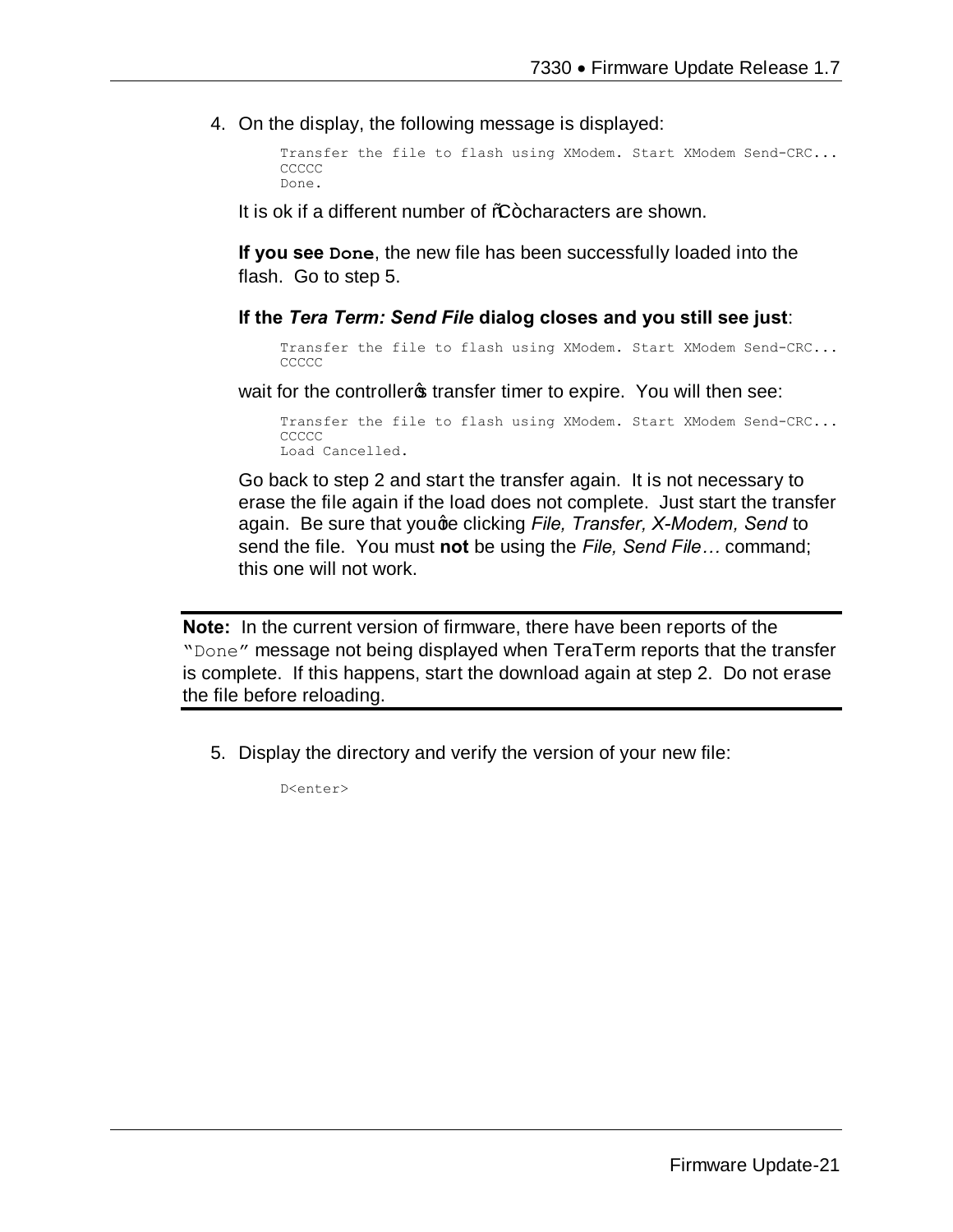4. On the display, the following message is displayed:

```
Transfer the file to flash using XModem. Start XModem Send-CRC...
CCCCC
Done.
```

It is ok if a different number of "C" characters are shown.

**If you see `Done`**, the new file has been successfully loaded into the flash. Go to step 5.

**If the *Tera Term: Send File* dialog closes and you still see just**:

```
Transfer the file to flash using XModem. Start XModem Send-CRC...
CCCCC
```

wait for the controller's transfer timer to expire. You will then see:

```
Transfer the file to flash using XModem. Start XModem Send-CRC...
CCCCC
Load Cancelled.
```

Go back to step 2 and start the transfer again. It is not necessary to erase the file again if the load does not complete. Just start the transfer again. Be sure that you're clicking *File, Transfer, X-Modem, Send* to send the file. You must **not** be using the *File, Send File…* command; this one will not work.

---

**Note:** In the current version of firmware, there have been reports of the "`Done`" message not being displayed when TeraTerm reports that the transfer is complete. If this happens, start the download again at step 2. Do not erase the file before reloading.

---

5. Display the directory and verify the version of your new file:

```
D<enter>
```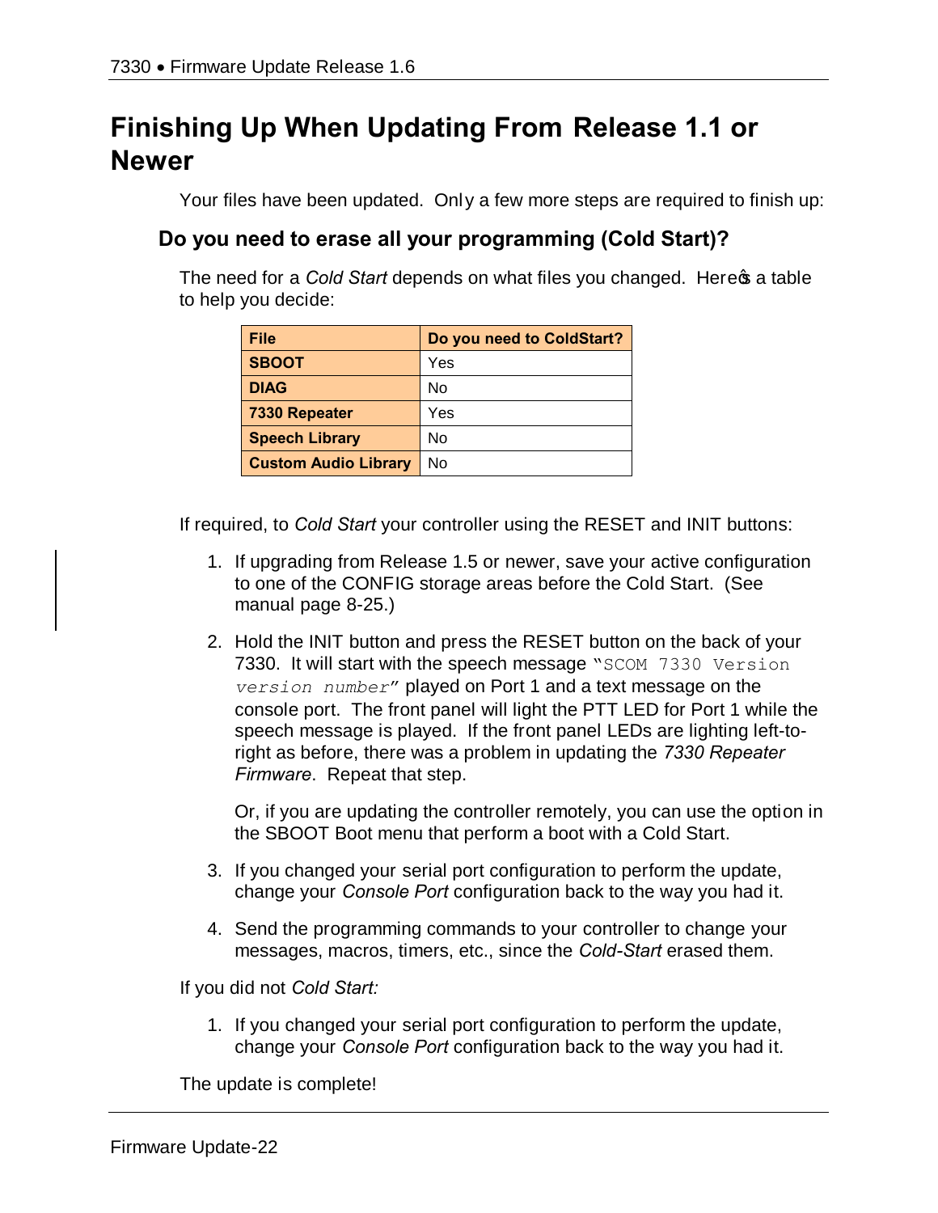# Finishing Up When Updating From Release 1.1 or Newer

Your files have been updated. Only a few more steps are required to finish up:

## Do you need to erase all your programming (Cold Start)?

The need for a *Cold Start* depends on what files you changed. Here's a table to help you decide:

| File | Do you need to ColdStart? |
|---|---|
| **SBOOT** | Yes |
| **DIAG** | No |
| **7330 Repeater** | Yes |
| **Speech Library** | No |
| **Custom Audio Library** | No |

If required, to *Cold Start* your controller using the RESET and INIT buttons:

1. If upgrading from Release 1.5 or newer, save your active configuration to one of the CONFIG storage areas before the Cold Start. (See manual page 8-25.)

2. Hold the INIT button and press the RESET button on the back of your 7330. It will start with the speech message "`SCOM 7330 Version` *`version number`*" played on Port 1 and a text message on the console port. The front panel will light the PTT LED for Port 1 while the speech message is played. If the front panel LEDs are lighting left-to-right as before, there was a problem in updating the *7330 Repeater Firmware*. Repeat that step.

   Or, if you are updating the controller remotely, you can use the option in the SBOOT Boot menu that perform a boot with a Cold Start.

3. If you changed your serial port configuration to perform the update, change your *Console Port* configuration back to the way you had it.

4. Send the programming commands to your controller to change your messages, macros, timers, etc., since the *Cold-Start* erased them.

If you did not *Cold Start:*

1. If you changed your serial port configuration to perform the update, change your *Console Port* configuration back to the way you had it.

The update is complete!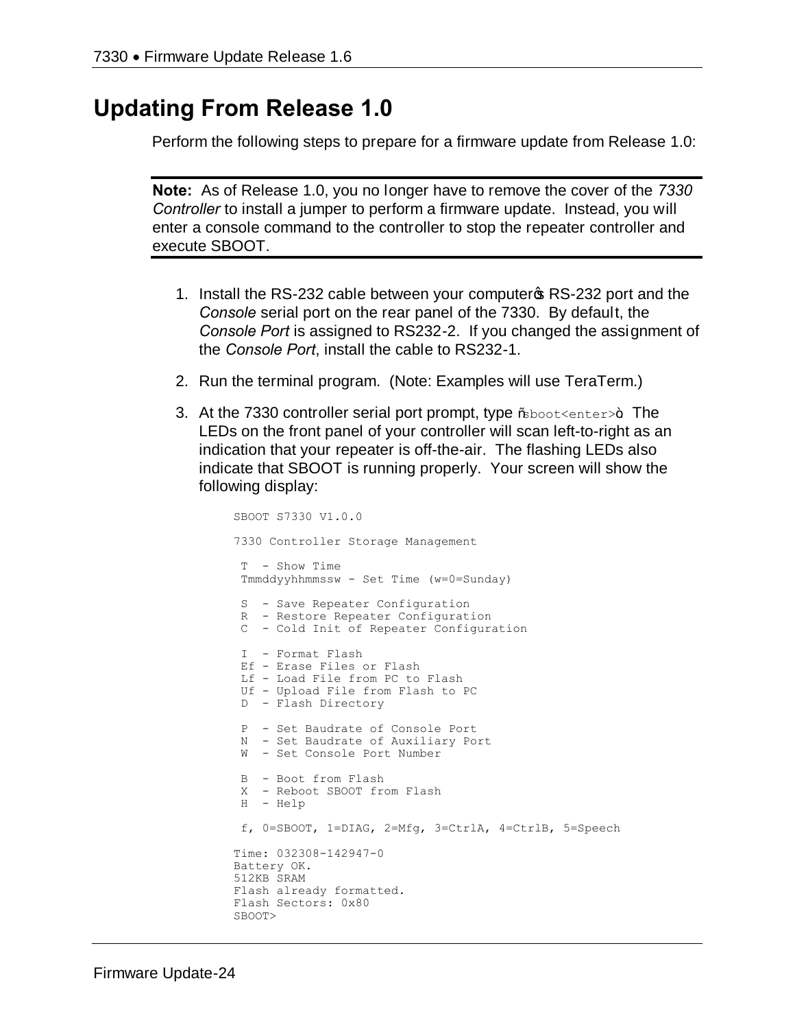## Updating From Release 1.0

Perform the following steps to prepare for a firmware update from Release 1.0:

**Note:** As of Release 1.0, you no longer have to remove the cover of the *7330 Controller* to install a jumper to perform a firmware update. Instead, you will enter a console command to the controller to stop the repeater controller and execute SBOOT.

1. Install the RS-232 cable between your computer's RS-232 port and the *Console* serial port on the rear panel of the 7330. By default, the *Console Port* is assigned to RS232-2. If you changed the assignment of the *Console Port*, install the cable to RS232-1.
2. Run the terminal program. (Note: Examples will use TeraTerm.)
3. At the 7330 controller serial port prompt, type "`sboot<enter>`". The LEDs on the front panel of your controller will scan left-to-right as an indication that your repeater is off-the-air. The flashing LEDs also indicate that SBOOT is running properly. Your screen will show the following display:

```
SBOOT S7330 V1.0.0

7330 Controller Storage Management

 T  - Show Time
 Tmmddyyhhmmssw - Set Time (w=0=Sunday)

 S  - Save Repeater Configuration
 R  - Restore Repeater Configuration
 C  - Cold Init of Repeater Configuration

 I  - Format Flash
 Ef - Erase Files or Flash
 Lf - Load File from PC to Flash
 Uf - Upload File from Flash to PC
 D  - Flash Directory

 P  - Set Baudrate of Console Port
 N  - Set Baudrate of Auxiliary Port
 W  - Set Console Port Number

 B  - Boot from Flash
 X  - Reboot SBOOT from Flash
 H  - Help

 f, 0=SBOOT, 1=DIAG, 2=Mfg, 3=CtrlA, 4=CtrlB, 5=Speech

Time: 032308-142947-0
Battery OK.
512KB SRAM
Flash already formatted.
Flash Sectors: 0x80
SBOOT>
```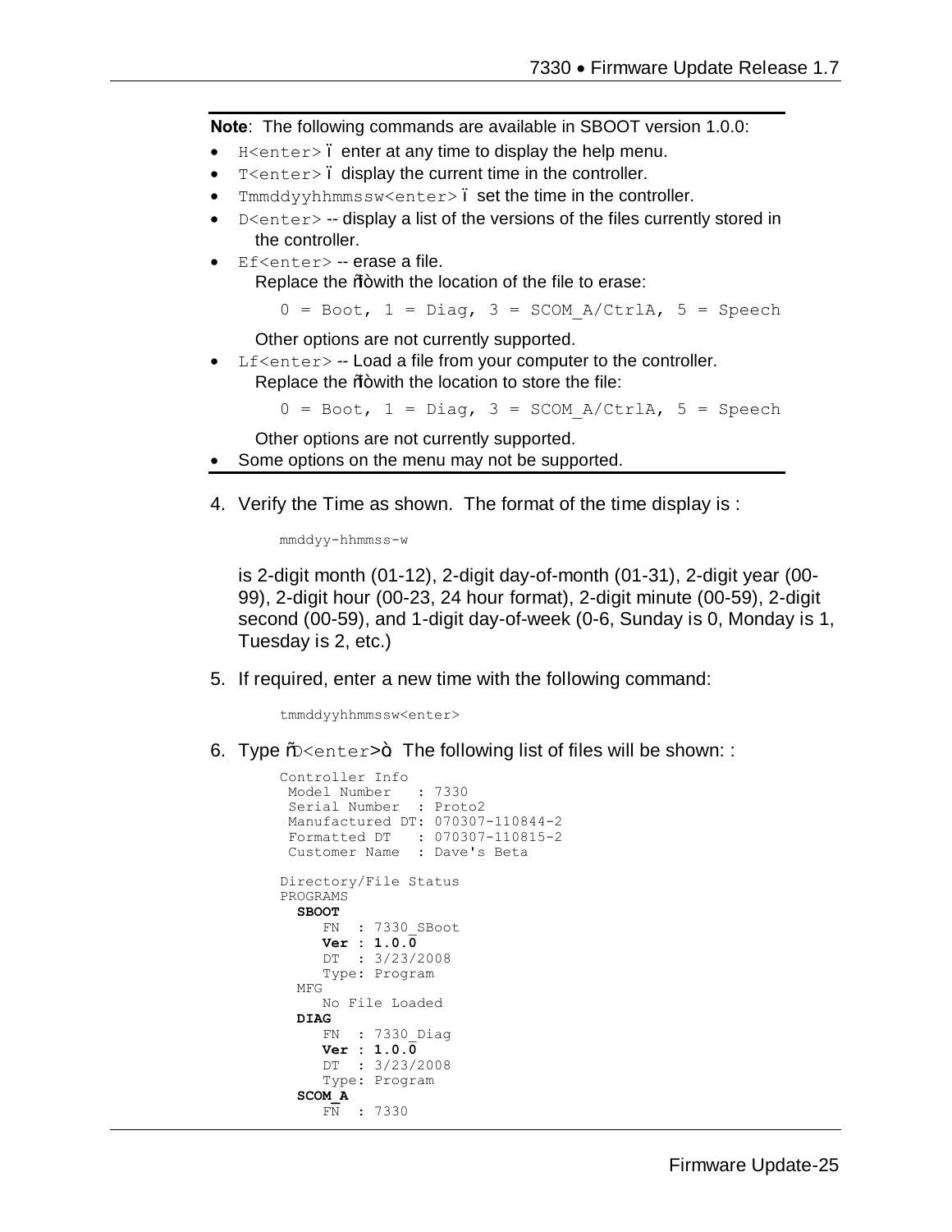**Note**: The following commands are available in SBOOT version 1.0.0:

- `H<enter>` – enter at any time to display the help menu.
- `T<enter>` – display the current time in the controller.
- `Tmmddyyhhmmssw<enter>` – set the time in the controller.
- `D<enter>` -- display a list of the versions of the files currently stored in the controller.
- `Ef<enter>` -- erase a file.
  Replace the "f" with the location of the file to erase:

  ```
  0 = Boot, 1 = Diag, 3 = SCOM_A/CtrlA, 5 = Speech
  ```

  Other options are not currently supported.
- `Lf<enter>` -- Load a file from your computer to the controller.
  Replace the "f" with the location to store the file:

  ```
  0 = Boot, 1 = Diag, 3 = SCOM_A/CtrlA, 5 = Speech
  ```

  Other options are not currently supported.
- Some options on the menu may not be supported.

4. Verify the Time as shown. The format of the time display is :

   ```
   mmddyy-hhmmss-w
   ```

   is 2-digit month (01-12), 2-digit day-of-month (01-31), 2-digit year (00-99), 2-digit hour (00-23, 24 hour format), 2-digit minute (00-59), 2-digit second (00-59), and 1-digit day-of-week (0-6, Sunday is 0, Monday is 1, Tuesday is 2, etc.)

5. If required, enter a new time with the following command:

   ```
   tmmddyyhhmmssw<enter>
   ```

6. Type "`D<enter>`". The following list of files will be shown: :

   ```
   Controller Info
    Model Number   : 7330
    Serial Number  : Proto2
    Manufactured DT: 070307-110844-2
    Formatted DT   : 070307-110815-2
    Customer Name  : Dave's Beta

   Directory/File Status
   PROGRAMS
     SBOOT
        FN  : 7330_SBoot
        Ver : 1.0.0
        DT  : 3/23/2008
        Type: Program
     MFG
        No File Loaded
     DIAG
        FN  : 7330_Diag
        Ver : 1.0.0
        DT  : 3/23/2008
        Type: Program
     SCOM_A
        FN  : 7330
   ```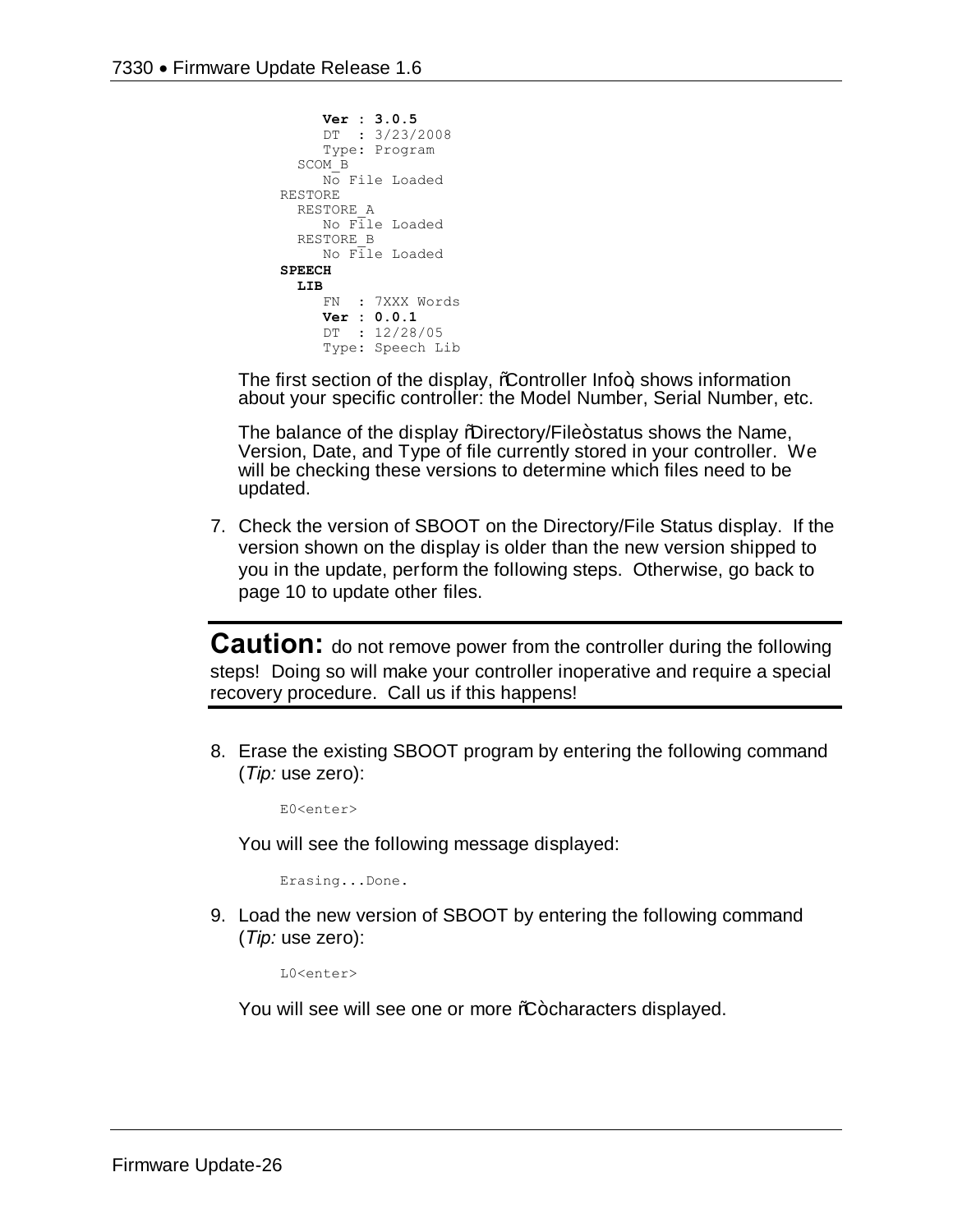```
     Ver : 3.0.5
     DT  : 3/23/2008
     Type: Program
  SCOM_B
     No File Loaded
RESTORE
  RESTORE_A
     No File Loaded
  RESTORE_B
     No File Loaded
SPEECH
  LIB
     FN  : 7XXX Words
     Ver : 0.0.1
     DT  : 12/28/05
     Type: Speech Lib
```

The first section of the display, "Controller Info", shows information about your specific controller: the Model Number, Serial Number, etc.

The balance of the display "Directory/File" status shows the Name, Version, Date, and Type of file currently stored in your controller. We will be checking these versions to determine which files need to be updated.

7. Check the version of SBOOT on the Directory/File Status display. If the version shown on the display is older than the new version shipped to you in the update, perform the following steps. Otherwise, go back to page 10 to update other files.

---

**Caution:** do not remove power from the controller during the following steps! Doing so will make your controller inoperative and require a special recovery procedure. Call us if this happens!

---

8. Erase the existing SBOOT program by entering the following command (*Tip:* use zero):

   ```
   E0<enter>
   ```

   You will see the following message displayed:

   ```
   Erasing...Done.
   ```

9. Load the new version of SBOOT by entering the following command (*Tip:* use zero):

   ```
   L0<enter>
   ```

   You will see will see one or more "C" characters displayed.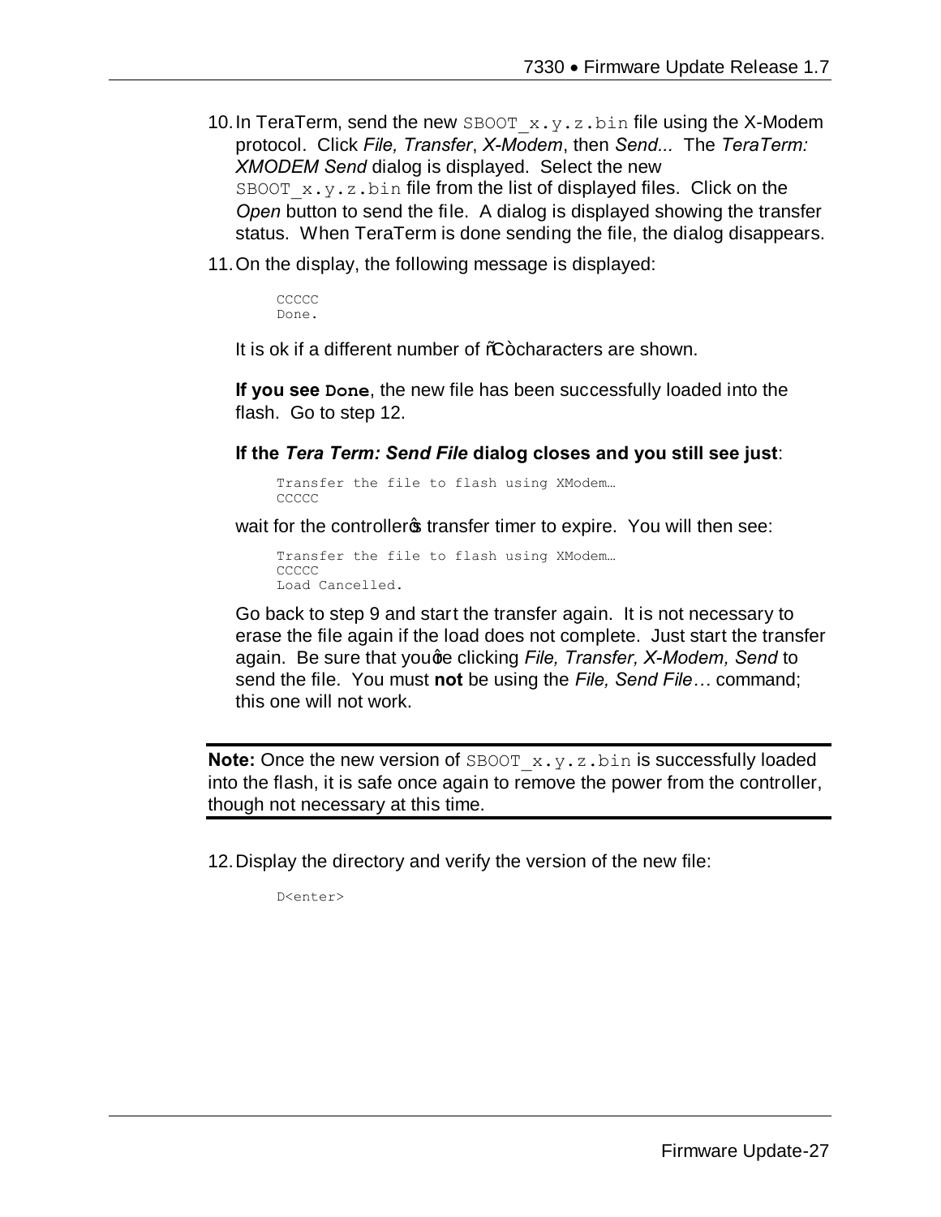10. In TeraTerm, send the new `SBOOT_x.y.z.bin` file using the X-Modem protocol. Click *File, Transfer*, *X-Modem*, then *Send...* The *TeraTerm: XMODEM Send* dialog is displayed. Select the new `SBOOT_x.y.z.bin` file from the list of displayed files. Click on the *Open* button to send the file. A dialog is displayed showing the transfer status. When TeraTerm is done sending the file, the dialog disappears.

11. On the display, the following message is displayed:

    ```
    CCCCC
    Done.
    ```

    It is ok if a different number of "C" characters are shown.

    **If you see `Done`**, the new file has been successfully loaded into the flash. Go to step 12.

    **If the *Tera Term: Send File* dialog closes and you still see just**:

    ```
    Transfer the file to flash using XModem…
    CCCCC
    ```

    wait for the controller's transfer timer to expire. You will then see:

    ```
    Transfer the file to flash using XModem…
    CCCCC
    Load Cancelled.
    ```

    Go back to step 9 and start the transfer again. It is not necessary to erase the file again if the load does not complete. Just start the transfer again. Be sure that you're clicking *File, Transfer, X-Modem, Send* to send the file. You must **not** be using the *File, Send File…* command; this one will not work.

---

**Note:** Once the new version of `SBOOT_x.y.z.bin` is successfully loaded into the flash, it is safe once again to remove the power from the controller, though not necessary at this time.

---

12. Display the directory and verify the version of the new file:

    ```
    D<enter>
    ```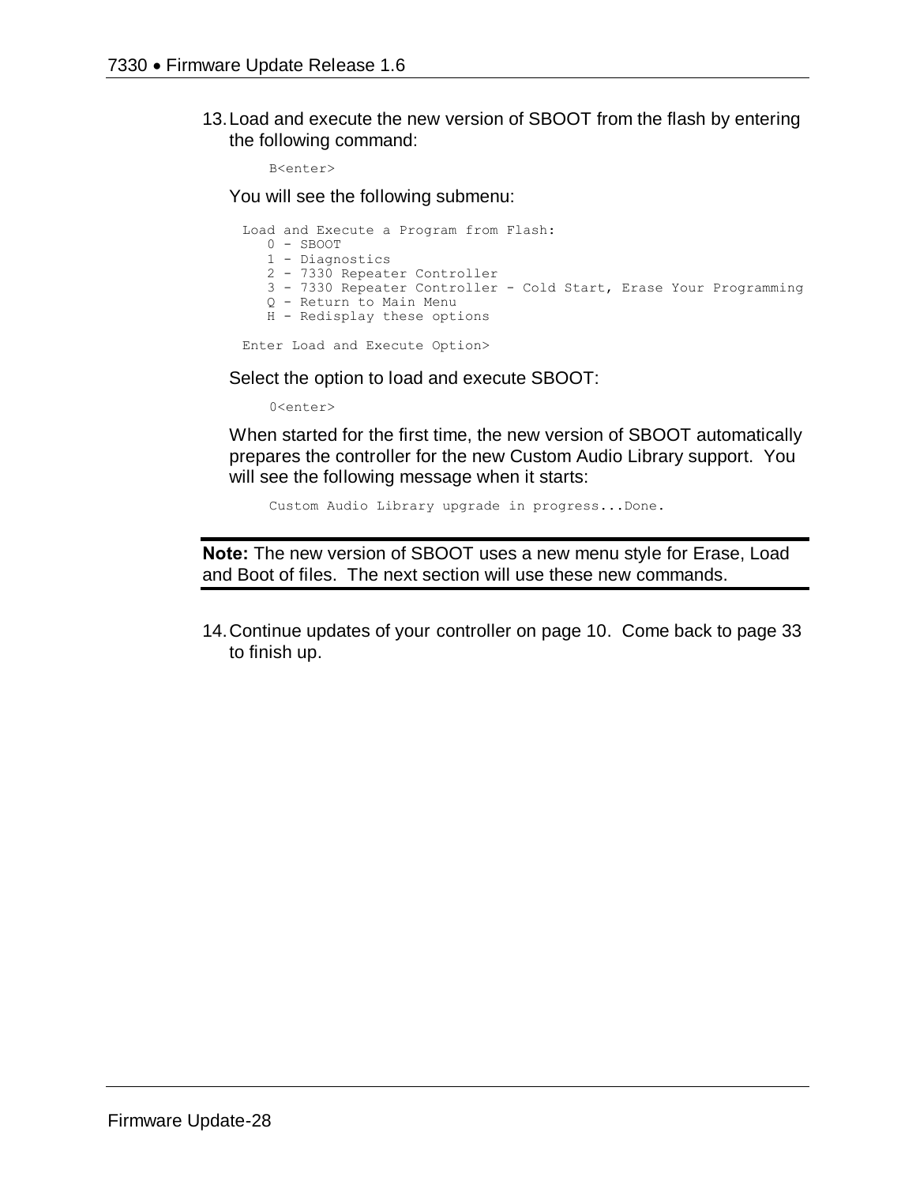13. Load and execute the new version of SBOOT from the flash by entering the following command:

    ```
    B<enter>
    ```

    You will see the following submenu:

    ```
    Load and Execute a Program from Flash:
       0 - SBOOT
       1 - Diagnostics
       2 - 7330 Repeater Controller
       3 - 7330 Repeater Controller - Cold Start, Erase Your Programming
       Q - Return to Main Menu
       H - Redisplay these options

    Enter Load and Execute Option>
    ```

    Select the option to load and execute SBOOT:

    ```
    0<enter>
    ```

    When started for the first time, the new version of SBOOT automatically prepares the controller for the new Custom Audio Library support. You will see the following message when it starts:

    ```
    Custom Audio Library upgrade in progress...Done.
    ```

**Note:** The new version of SBOOT uses a new menu style for Erase, Load and Boot of files. The next section will use these new commands.

14. Continue updates of your controller on page 10. Come back to page 33 to finish up.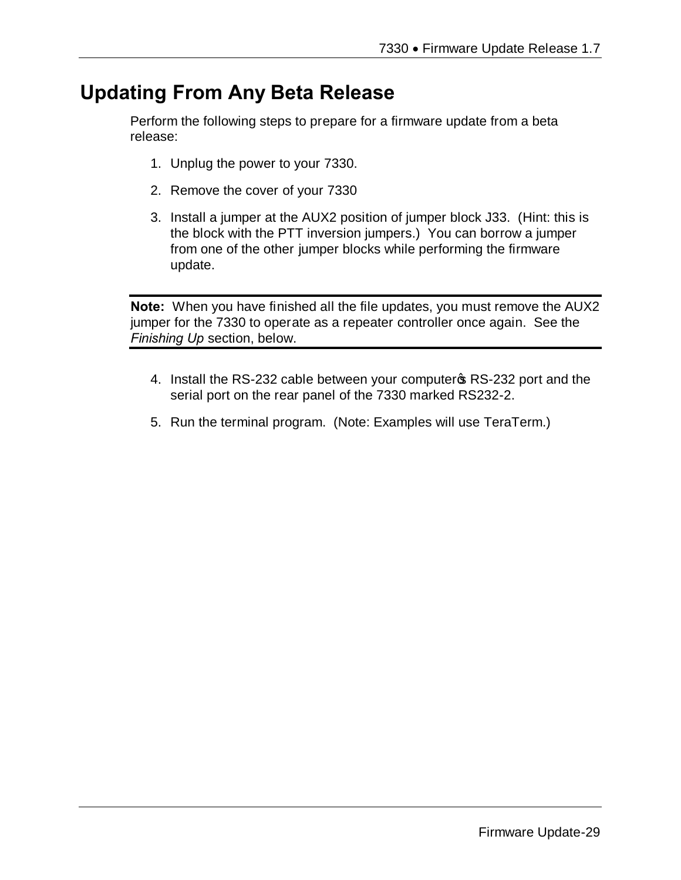# Updating From Any Beta Release

Perform the following steps to prepare for a firmware update from a beta release:

1. Unplug the power to your 7330.
2. Remove the cover of your 7330
3. Install a jumper at the AUX2 position of jumper block J33. (Hint: this is the block with the PTT inversion jumpers.) You can borrow a jumper from one of the other jumper blocks while performing the firmware update.

---

**Note:** When you have finished all the file updates, you must remove the AUX2 jumper for the 7330 to operate as a repeater controller once again. See the *Finishing Up* section, below.

---

4. Install the RS-232 cable between your computer's RS-232 port and the serial port on the rear panel of the 7330 marked RS232-2.
5. Run the terminal program. (Note: Examples will use TeraTerm.)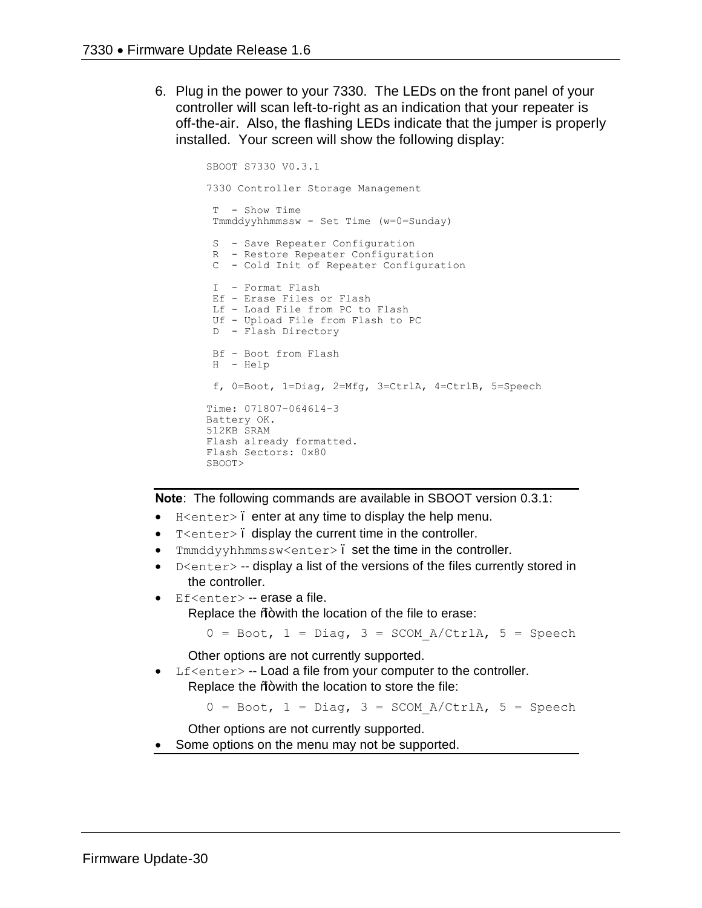6. Plug in the power to your 7330. The LEDs on the front panel of your controller will scan left-to-right as an indication that your repeater is off-the-air. Also, the flashing LEDs indicate that the jumper is properly installed. Your screen will show the following display:

```
SBOOT S7330 V0.3.1

7330 Controller Storage Management

 T  - Show Time
 Tmmddyyhhmmssw - Set Time (w=0=Sunday)

 S  - Save Repeater Configuration
 R  - Restore Repeater Configuration
 C  - Cold Init of Repeater Configuration

 I  - Format Flash
 Ef - Erase Files or Flash
 Lf - Load File from PC to Flash
 Uf - Upload File from Flash to PC
 D  - Flash Directory

 Bf - Boot from Flash
 H  - Help

 f, 0=Boot, 1=Diag, 2=Mfg, 3=CtrlA, 4=CtrlB, 5=Speech

Time: 071807-064614-3
Battery OK.
512KB SRAM
Flash already formatted.
Flash Sectors: 0x80
SBOOT>
```

**Note**: The following commands are available in SBOOT version 0.3.1:

- `H<enter>` – enter at any time to display the help menu.
- `T<enter>` – display the current time in the controller.
- `Tmmddyyhhmmssw<enter>` – set the time in the controller.
- `D<enter>` -- display a list of the versions of the files currently stored in the controller.
- `Ef<enter>` -- erase a file.
  Replace the "f" with the location of the file to erase:

  `0 = Boot, 1 = Diag, 3 = SCOM_A/CtrlA, 5 = Speech`

  Other options are not currently supported.
- `Lf<enter>` -- Load a file from your computer to the controller.
  Replace the "f" with the location to store the file:

  `0 = Boot, 1 = Diag, 3 = SCOM_A/CtrlA, 5 = Speech`

  Other options are not currently supported.
- Some options on the menu may not be supported.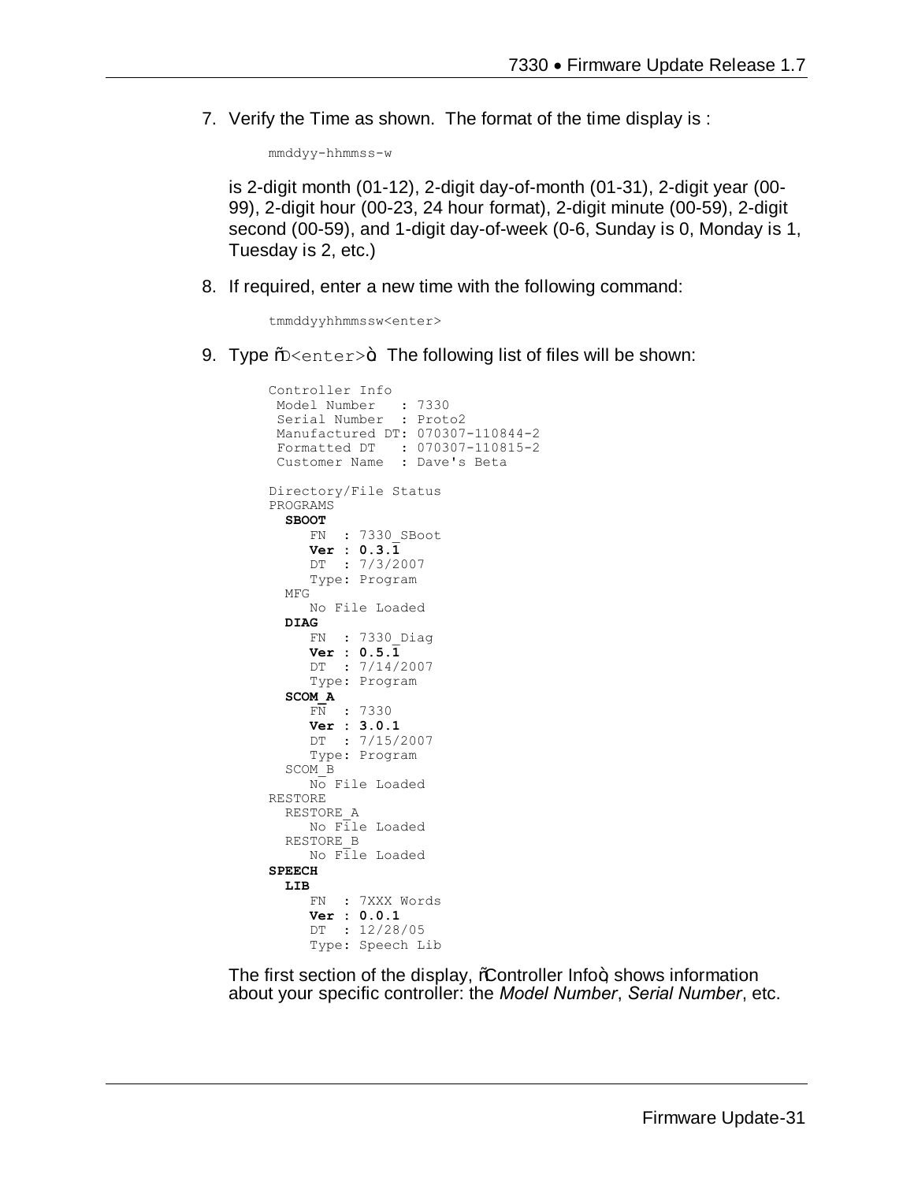7. Verify the Time as shown. The format of the time display is :

   ```
   mmddyy-hhmmss-w
   ```

   is 2-digit month (01-12), 2-digit day-of-month (01-31), 2-digit year (00-99), 2-digit hour (00-23, 24 hour format), 2-digit minute (00-59), 2-digit second (00-59), and 1-digit day-of-week (0-6, Sunday is 0, Monday is 1, Tuesday is 2, etc.)

8. If required, enter a new time with the following command:

   ```
   tmmddyyhhmmssw<enter>
   ```

9. Type "D<enter>". The following list of files will be shown:

   ```
   Controller Info
    Model Number   : 7330
    Serial Number  : Proto2
    Manufactured DT: 070307-110844-2
    Formatted DT   : 070307-110815-2
    Customer Name  : Dave's Beta

   Directory/File Status
   PROGRAMS
     SBOOT
        FN  : 7330_SBoot
        Ver : 0.3.1
        DT  : 7/3/2007
        Type: Program
     MFG
        No File Loaded
     DIAG
        FN  : 7330_Diag
        Ver : 0.5.1
        DT  : 7/14/2007
        Type: Program
     SCOM_A
        FN  : 7330
        Ver : 3.0.1
        DT  : 7/15/2007
        Type: Program
     SCOM_B
        No File Loaded
   RESTORE
     RESTORE_A
        No File Loaded
     RESTORE_B
        No File Loaded
   SPEECH
     LIB
        FN  : 7XXX Words
        Ver : 0.0.1
        DT  : 12/28/05
        Type: Speech Lib
   ```

   The first section of the display, "Controller Info", shows information about your specific controller: the *Model Number*, *Serial Number*, etc.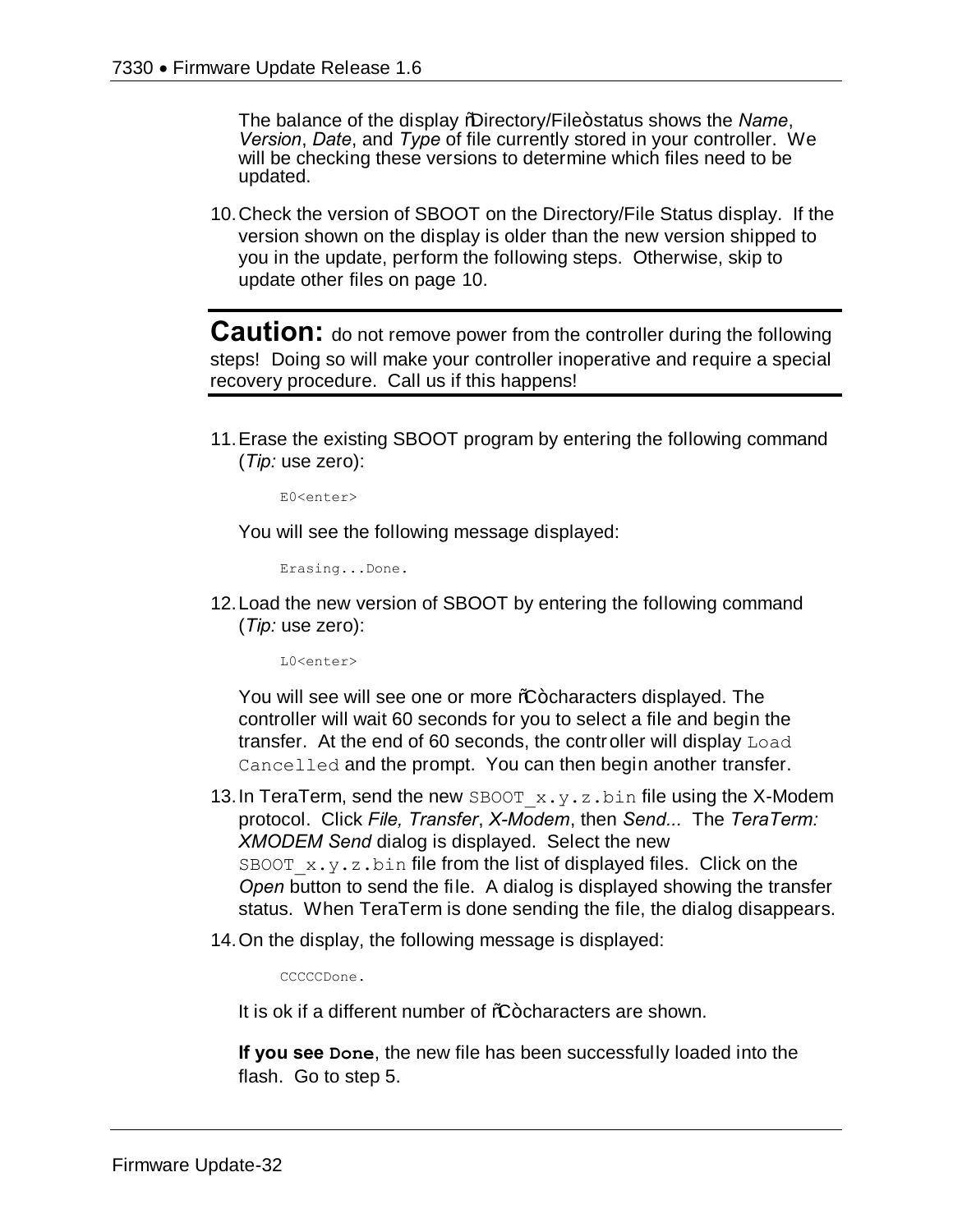The balance of the display "Directory/File" status shows the *Name*, *Version*, *Date*, and *Type* of file currently stored in your controller. We will be checking these versions to determine which files need to be updated.

10. Check the version of SBOOT on the Directory/File Status display. If the version shown on the display is older than the new version shipped to you in the update, perform the following steps. Otherwise, skip to update other files on page 10.

---

**Caution:** do not remove power from the controller during the following steps! Doing so will make your controller inoperative and require a special recovery procedure. Call us if this happens!

---

11. Erase the existing SBOOT program by entering the following command (*Tip:* use zero):

    ```
    E0<enter>
    ```

    You will see the following message displayed:

    ```
    Erasing...Done.
    ```

12. Load the new version of SBOOT by entering the following command (*Tip:* use zero):

    ```
    L0<enter>
    ```

    You will see will see one or more "C" characters displayed. The controller will wait 60 seconds for you to select a file and begin the transfer. At the end of 60 seconds, the controller will display `Load Cancelled` and the prompt. You can then begin another transfer.

13. In TeraTerm, send the new `SBOOT_x.y.z.bin` file using the X-Modem protocol. Click *File, Transfer*, *X-Modem*, then *Send...* The *TeraTerm: XMODEM Send* dialog is displayed. Select the new `SBOOT_x.y.z.bin` file from the list of displayed files. Click on the *Open* button to send the file. A dialog is displayed showing the transfer status. When TeraTerm is done sending the file, the dialog disappears.

14. On the display, the following message is displayed:

    ```
    CCCCCDone.
    ```

    It is ok if a different number of "C" characters are shown.

    **If you see `Done`**, the new file has been successfully loaded into the flash. Go to step 5.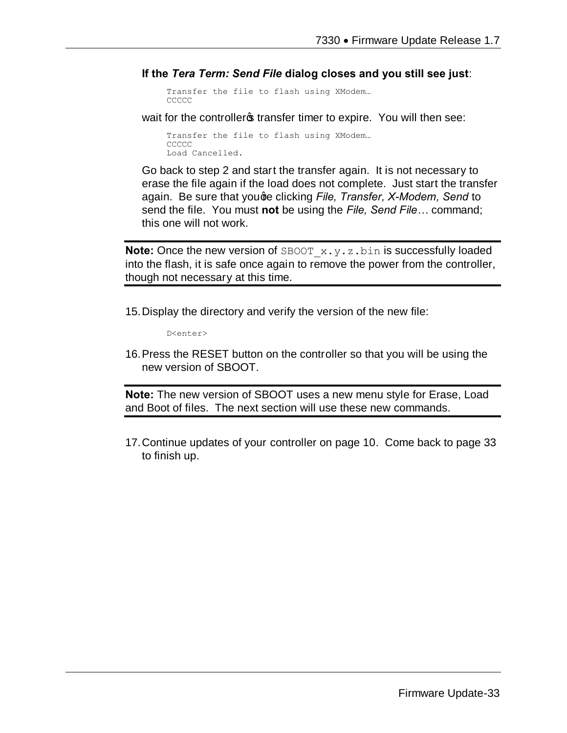**If the *Tera Term: Send File* dialog closes and you still see just**:

```
Transfer the file to flash using XModem…
CCCCC
```

wait for the controller's transfer timer to expire. You will then see:

```
Transfer the file to flash using XModem…
CCCCC
Load Cancelled.
```

Go back to step 2 and start the transfer again. It is not necessary to erase the file again if the load does not complete. Just start the transfer again. Be sure that you're clicking *File, Transfer, X-Modem, Send* to send the file. You must **not** be using the *File, Send File…* command; this one will not work.

---

**Note:** Once the new version of `SBOOT_x.y.z.bin` is successfully loaded into the flash, it is safe once again to remove the power from the controller, though not necessary at this time.

---

15. Display the directory and verify the version of the new file:

```
D<enter>
```

16. Press the RESET button on the controller so that you will be using the new version of SBOOT.

---

**Note:** The new version of SBOOT uses a new menu style for Erase, Load and Boot of files. The next section will use these new commands.

---

17. Continue updates of your controller on page 10. Come back to page 33 to finish up.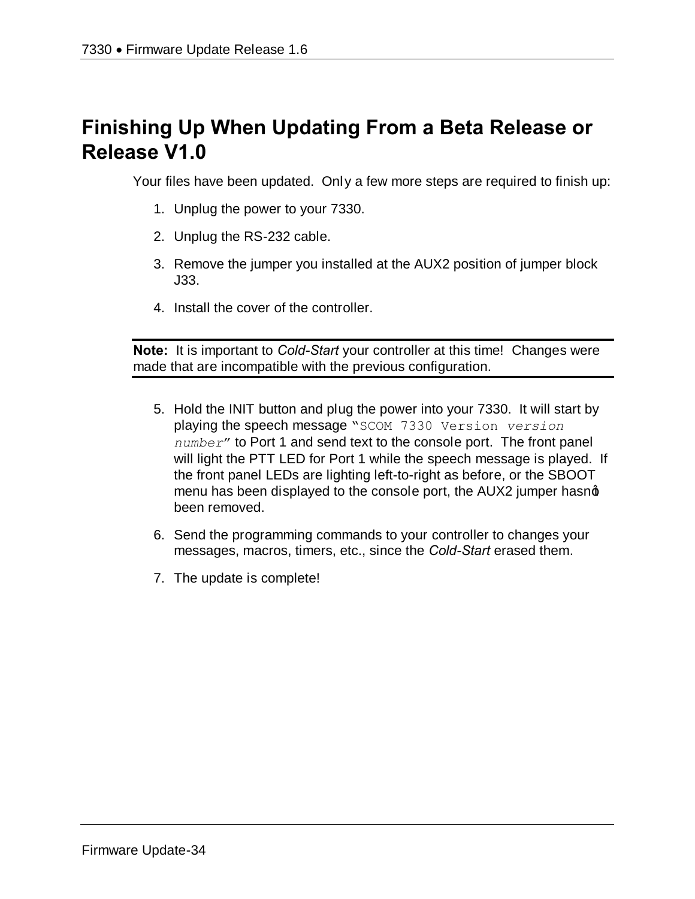# Finishing Up When Updating From a Beta Release or Release V1.0

Your files have been updated. Only a few more steps are required to finish up:

1. Unplug the power to your 7330.
2. Unplug the RS-232 cable.
3. Remove the jumper you installed at the AUX2 position of jumper block J33.
4. Install the cover of the controller.

---

**Note:** It is important to *Cold-Start* your controller at this time! Changes were made that are incompatible with the previous configuration.

---

5. Hold the INIT button and plug the power into your 7330. It will start by playing the speech message "`SCOM 7330 Version` *`version number`*" to Port 1 and send text to the console port. The front panel will light the PTT LED for Port 1 while the speech message is played. If the front panel LEDs are lighting left-to-right as before, or the SBOOT menu has been displayed to the console port, the AUX2 jumper hasn't been removed.
6. Send the programming commands to your controller to changes your messages, macros, timers, etc., since the *Cold-Start* erased them.
7. The update is complete!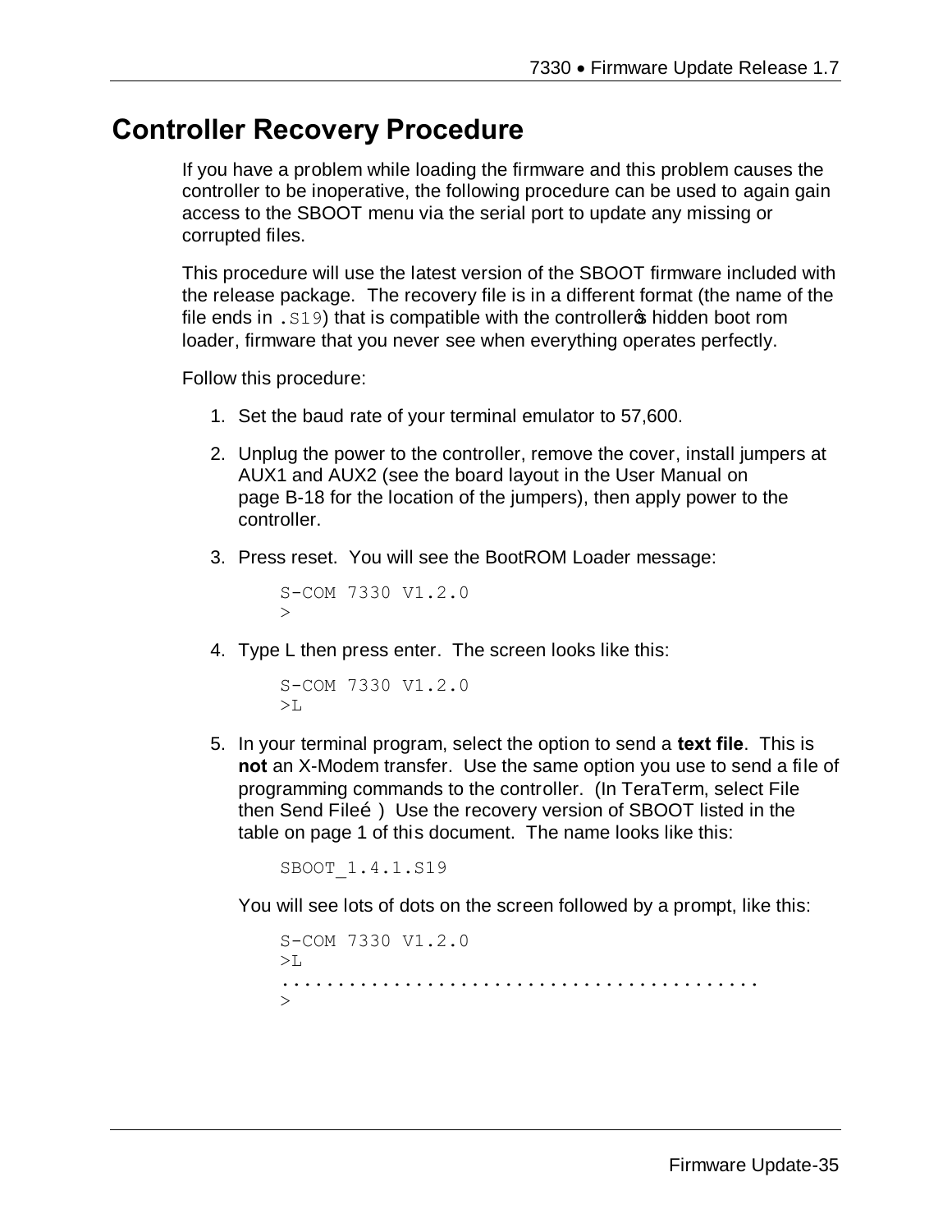## Controller Recovery Procedure

If you have a problem while loading the firmware and this problem causes the controller to be inoperative, the following procedure can be used to again gain access to the SBOOT menu via the serial port to update any missing or corrupted files.

This procedure will use the latest version of the SBOOT firmware included with the release package. The recovery file is in a different format (the name of the file ends in `.S19`) that is compatible with the controller's hidden boot rom loader, firmware that you never see when everything operates perfectly.

Follow this procedure:

1. Set the baud rate of your terminal emulator to 57,600.

2. Unplug the power to the controller, remove the cover, install jumpers at AUX1 and AUX2 (see the board layout in the User Manual on page B-18 for the location of the jumpers), then apply power to the controller.

3. Press reset. You will see the BootROM Loader message:

   ```
   S-COM 7330 V1.2.0
   >
   ```

4. Type L then press enter. The screen looks like this:

   ```
   S-COM 7330 V1.2.0
   >L
   ```

5. In your terminal program, select the option to send a **text file**. This is **not** an X-Modem transfer. Use the same option you use to send a file of programming commands to the controller. (In TeraTerm, select File then Send File…) Use the recovery version of SBOOT listed in the table on page 1 of this document. The name looks like this:

   ```
   SBOOT_1.4.1.S19
   ```

   You will see lots of dots on the screen followed by a prompt, like this:

   ```
   S-COM 7330 V1.2.0
   >L
   .........................................
   >
   ```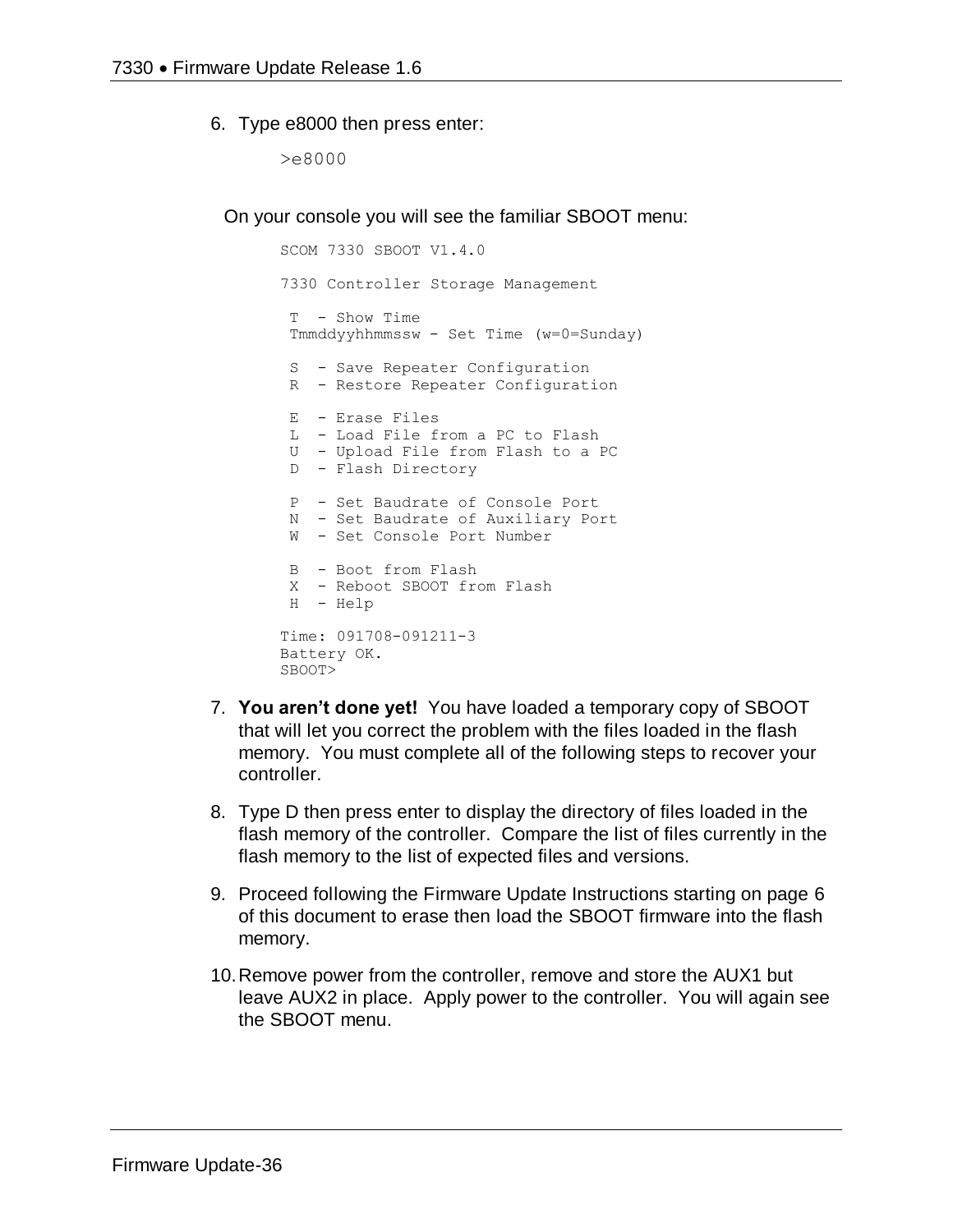6. Type e8000 then press enter:

```
>e8000
```

On your console you will see the familiar SBOOT menu:

```
SCOM 7330 SBOOT V1.4.0

7330 Controller Storage Management

 T  - Show Time
 Tmmddyyhhmmssw - Set Time (w=0=Sunday)

 S  - Save Repeater Configuration
 R  - Restore Repeater Configuration

 E  - Erase Files
 L  - Load File from a PC to Flash
 U  - Upload File from Flash to a PC
 D  - Flash Directory

 P  - Set Baudrate of Console Port
 N  - Set Baudrate of Auxiliary Port
 W  - Set Console Port Number

 B  - Boot from Flash
 X  - Reboot SBOOT from Flash
 H  - Help

Time: 091708-091211-3
Battery OK.
SBOOT>
```

7. **You aren't done yet!** You have loaded a temporary copy of SBOOT that will let you correct the problem with the files loaded in the flash memory. You must complete all of the following steps to recover your controller.

8. Type D then press enter to display the directory of files loaded in the flash memory of the controller. Compare the list of files currently in the flash memory to the list of expected files and versions.

9. Proceed following the Firmware Update Instructions starting on page 6 of this document to erase then load the SBOOT firmware into the flash memory.

10. Remove power from the controller, remove and store the AUX1 but leave AUX2 in place. Apply power to the controller. You will again see the SBOOT menu.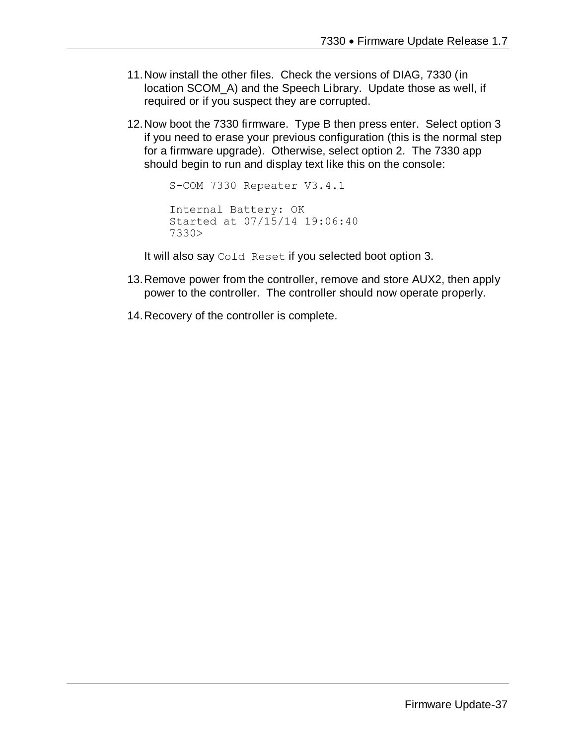11. Now install the other files. Check the versions of DIAG, 7330 (in location SCOM_A) and the Speech Library. Update those as well, if required or if you suspect they are corrupted.

12. Now boot the 7330 firmware. Type B then press enter. Select option 3 if you need to erase your previous configuration (this is the normal step for a firmware upgrade). Otherwise, select option 2. The 7330 app should begin to run and display text like this on the console:

    ```
    S-COM 7330 Repeater V3.4.1

    Internal Battery: OK
    Started at 07/15/14 19:06:40
    7330>
    ```

    It will also say `Cold Reset` if you selected boot option 3.

13. Remove power from the controller, remove and store AUX2, then apply power to the controller. The controller should now operate properly.

14. Recovery of the controller is complete.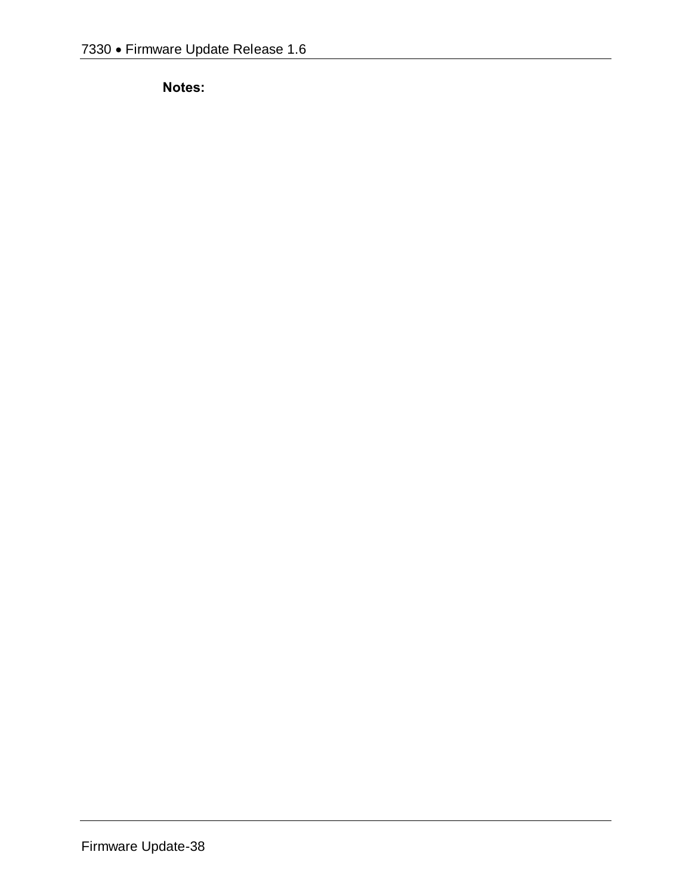**Notes:**